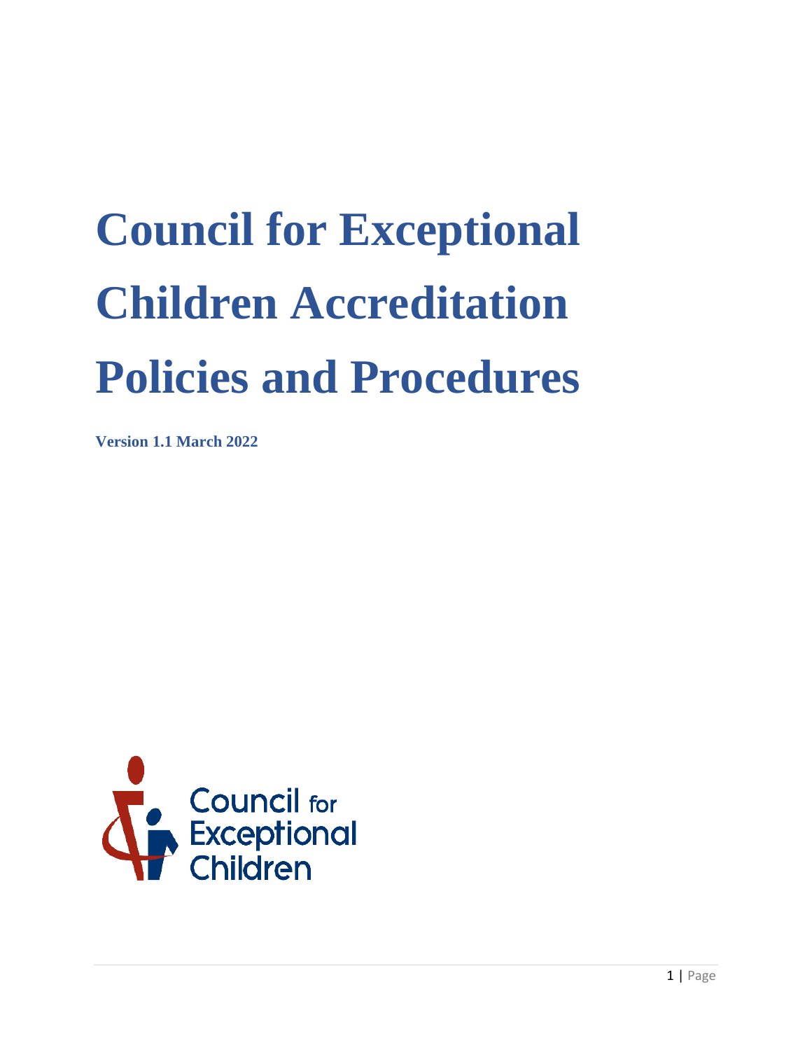# Council for Exceptional Children Accreditation Policies and Procedures

**Version 1.1 March 2022**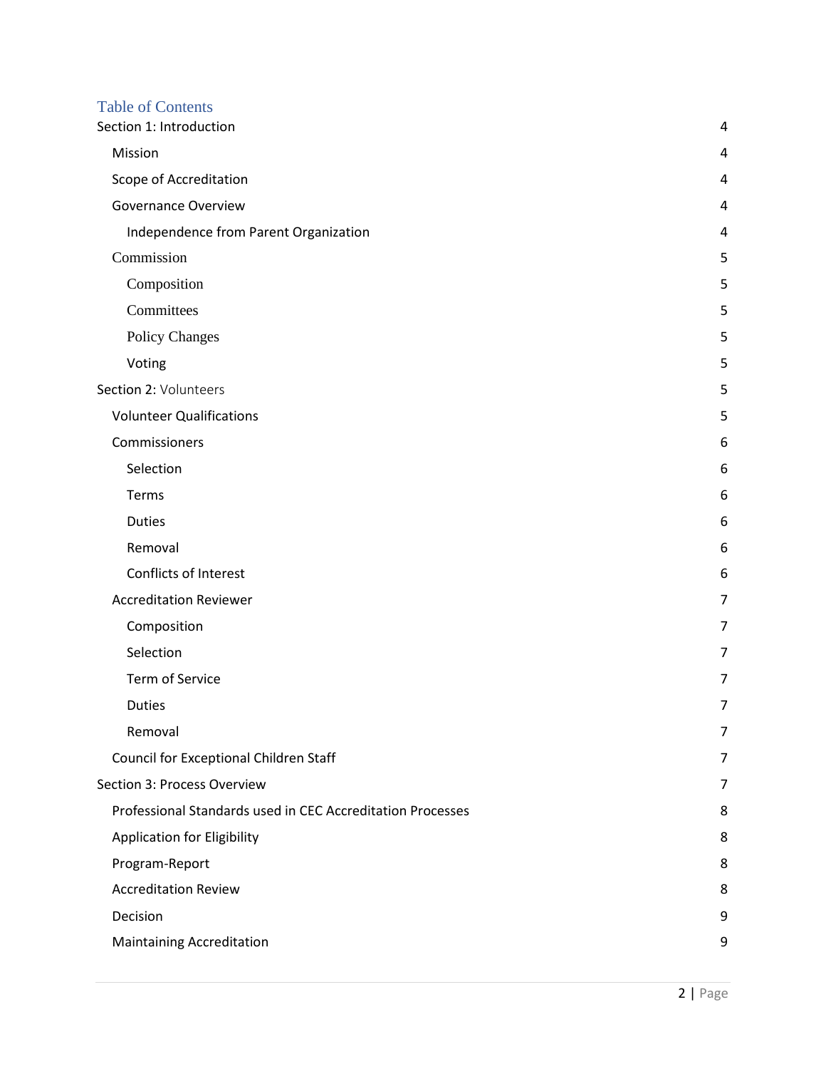# Table of Contents

- Section 1: Introduction 4
  - Mission 4
  - Scope of Accreditation 4
  - Governance Overview 4
    - Independence from Parent Organization 4
  - Commission 5
    - Composition 5
    - Committees 5
    - Policy Changes 5
    - Voting 5
- Section 2: Volunteers 5
  - Volunteer Qualifications 5
  - Commissioners 6
    - Selection 6
    - Terms 6
    - Duties 6
    - Removal 6
    - Conflicts of Interest 6
  - Accreditation Reviewer 7
    - Composition 7
    - Selection 7
    - Term of Service 7
    - Duties 7
    - Removal 7
  - Council for Exceptional Children Staff 7
- Section 3: Process Overview 7
  - Professional Standards used in CEC Accreditation Processes 8
  - Application for Eligibility 8
  - Program-Report 8
  - Accreditation Review 8
  - Decision 9
  - Maintaining Accreditation 9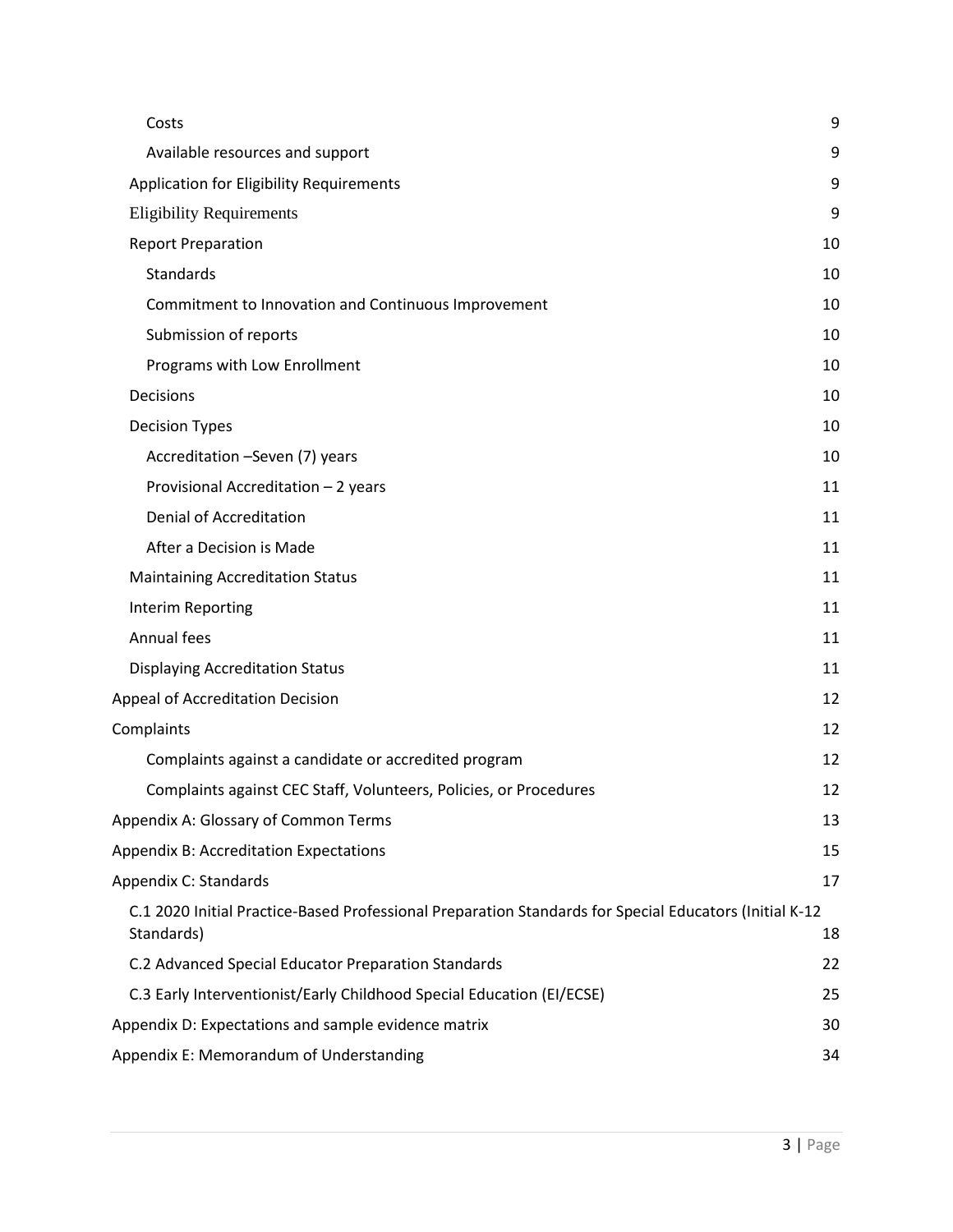- Costs 9
- Available resources and support 9

Application for Eligibility Requirements 9

Eligibility Requirements 9

Report Preparation 10

- Standards 10
- Commitment to Innovation and Continuous Improvement 10
- Submission of reports 10
- Programs with Low Enrollment 10

Decisions 10

Decision Types 10

- Accreditation –Seven (7) years 10
- Provisional Accreditation – 2 years 11
- Denial of Accreditation 11
- After a Decision is Made 11

Maintaining Accreditation Status 11

Interim Reporting 11

Annual fees 11

Displaying Accreditation Status 11

Appeal of Accreditation Decision 12

Complaints 12

- Complaints against a candidate or accredited program 12
- Complaints against CEC Staff, Volunteers, Policies, or Procedures 12

Appendix A: Glossary of Common Terms 13

Appendix B: Accreditation Expectations 15

Appendix C: Standards 17

C.1 2020 Initial Practice-Based Professional Preparation Standards for Special Educators (Initial K-12 Standards) 18

C.2 Advanced Special Educator Preparation Standards 22

C.3 Early Interventionist/Early Childhood Special Education (EI/ECSE) 25

Appendix D: Expectations and sample evidence matrix 30

Appendix E: Memorandum of Understanding 34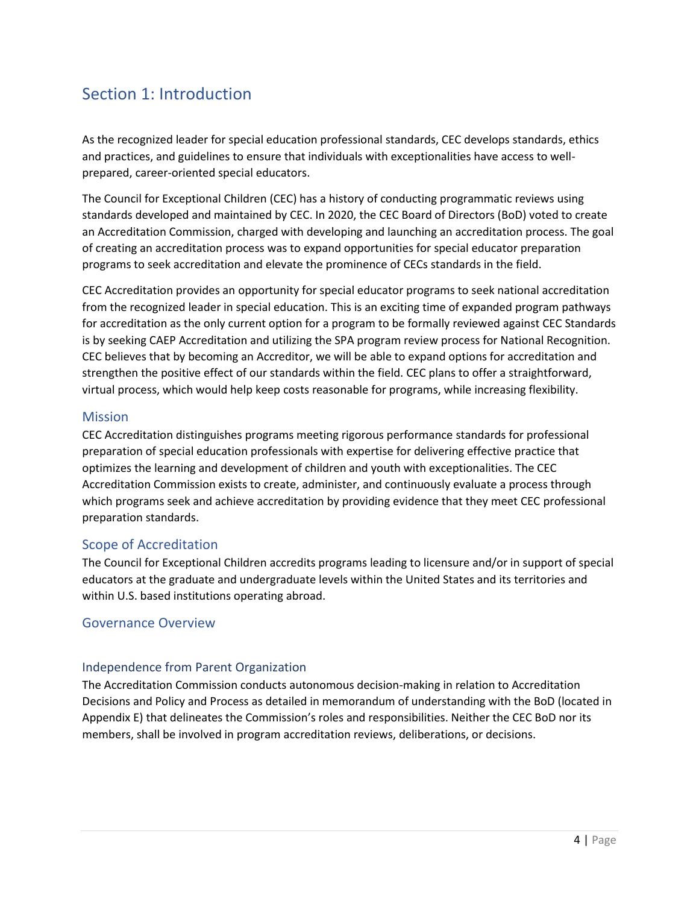# Section 1: Introduction

As the recognized leader for special education professional standards, CEC develops standards, ethics and practices, and guidelines to ensure that individuals with exceptionalities have access to well-prepared, career-oriented special educators.

The Council for Exceptional Children (CEC) has a history of conducting programmatic reviews using standards developed and maintained by CEC. In 2020, the CEC Board of Directors (BoD) voted to create an Accreditation Commission, charged with developing and launching an accreditation process. The goal of creating an accreditation process was to expand opportunities for special educator preparation programs to seek accreditation and elevate the prominence of CECs standards in the field.

CEC Accreditation provides an opportunity for special educator programs to seek national accreditation from the recognized leader in special education. This is an exciting time of expanded program pathways for accreditation as the only current option for a program to be formally reviewed against CEC Standards is by seeking CAEP Accreditation and utilizing the SPA program review process for National Recognition. CEC believes that by becoming an Accreditor, we will be able to expand options for accreditation and strengthen the positive effect of our standards within the field. CEC plans to offer a straightforward, virtual process, which would help keep costs reasonable for programs, while increasing flexibility.

## Mission

CEC Accreditation distinguishes programs meeting rigorous performance standards for professional preparation of special education professionals with expertise for delivering effective practice that optimizes the learning and development of children and youth with exceptionalities. The CEC Accreditation Commission exists to create, administer, and continuously evaluate a process through which programs seek and achieve accreditation by providing evidence that they meet CEC professional preparation standards.

## Scope of Accreditation

The Council for Exceptional Children accredits programs leading to licensure and/or in support of special educators at the graduate and undergraduate levels within the United States and its territories and within U.S. based institutions operating abroad.

## Governance Overview

### Independence from Parent Organization

The Accreditation Commission conducts autonomous decision-making in relation to Accreditation Decisions and Policy and Process as detailed in memorandum of understanding with the BoD (located in Appendix E) that delineates the Commission's roles and responsibilities. Neither the CEC BoD nor its members, shall be involved in program accreditation reviews, deliberations, or decisions.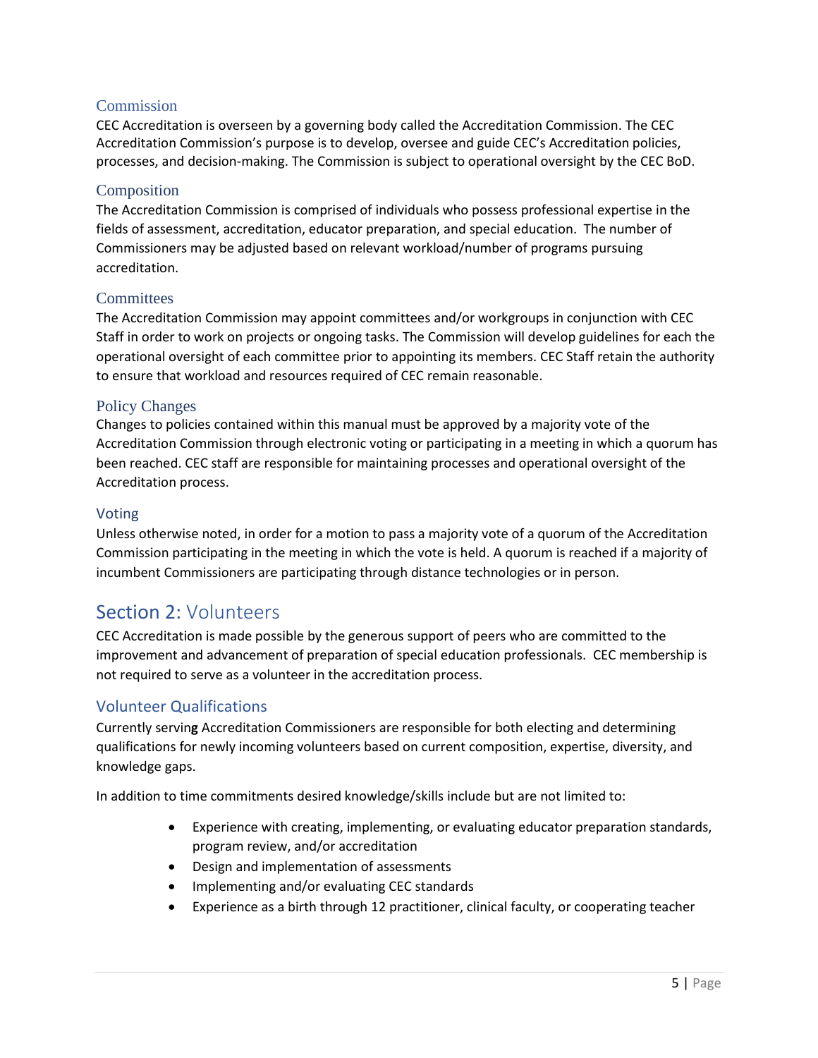### Commission

CEC Accreditation is overseen by a governing body called the Accreditation Commission. The CEC Accreditation Commission's purpose is to develop, oversee and guide CEC's Accreditation policies, processes, and decision-making. The Commission is subject to operational oversight by the CEC BoD.

### Composition

The Accreditation Commission is comprised of individuals who possess professional expertise in the fields of assessment, accreditation, educator preparation, and special education. The number of Commissioners may be adjusted based on relevant workload/number of programs pursuing accreditation.

### Committees

The Accreditation Commission may appoint committees and/or workgroups in conjunction with CEC Staff in order to work on projects or ongoing tasks. The Commission will develop guidelines for each the operational oversight of each committee prior to appointing its members. CEC Staff retain the authority to ensure that workload and resources required of CEC remain reasonable.

### Policy Changes

Changes to policies contained within this manual must be approved by a majority vote of the Accreditation Commission through electronic voting or participating in a meeting in which a quorum has been reached. CEC staff are responsible for maintaining processes and operational oversight of the Accreditation process.

### Voting

Unless otherwise noted, in order for a motion to pass a majority vote of a quorum of the Accreditation Commission participating in the meeting in which the vote is held. A quorum is reached if a majority of incumbent Commissioners are participating through distance technologies or in person.

## Section 2: Volunteers

CEC Accreditation is made possible by the generous support of peers who are committed to the improvement and advancement of preparation of special education professionals. CEC membership is not required to serve as a volunteer in the accreditation process.

### Volunteer Qualifications

Currently serving Accreditation Commissioners are responsible for both electing and determining qualifications for newly incoming volunteers based on current composition, expertise, diversity, and knowledge gaps.

In addition to time commitments desired knowledge/skills include but are not limited to:

- Experience with creating, implementing, or evaluating educator preparation standards, program review, and/or accreditation
- Design and implementation of assessments
- Implementing and/or evaluating CEC standards
- Experience as a birth through 12 practitioner, clinical faculty, or cooperating teacher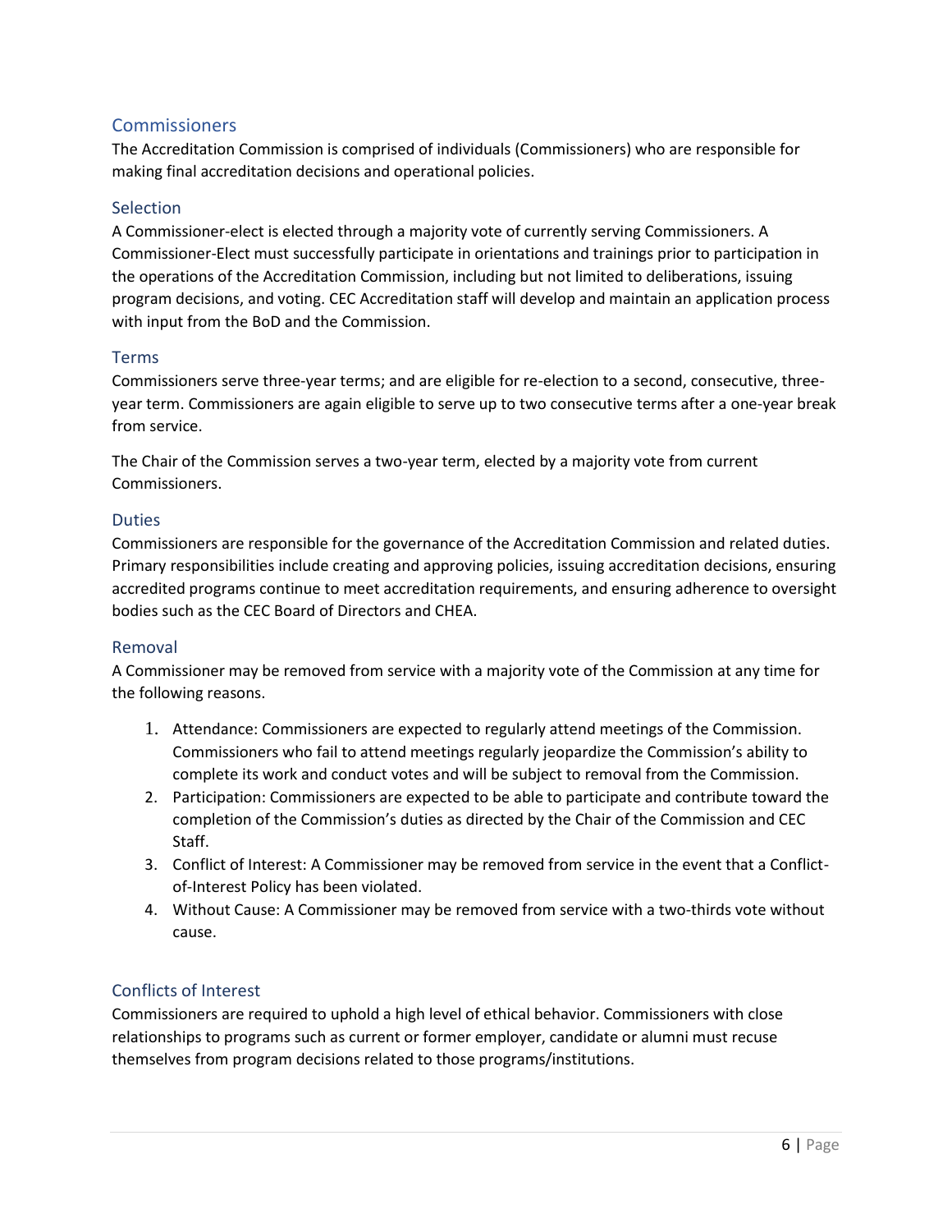## Commissioners

The Accreditation Commission is comprised of individuals (Commissioners) who are responsible for making final accreditation decisions and operational policies.

### Selection

A Commissioner-elect is elected through a majority vote of currently serving Commissioners. A Commissioner-Elect must successfully participate in orientations and trainings prior to participation in the operations of the Accreditation Commission, including but not limited to deliberations, issuing program decisions, and voting. CEC Accreditation staff will develop and maintain an application process with input from the BoD and the Commission.

### Terms

Commissioners serve three-year terms; and are eligible for re-election to a second, consecutive, three-year term. Commissioners are again eligible to serve up to two consecutive terms after a one-year break from service.

The Chair of the Commission serves a two-year term, elected by a majority vote from current Commissioners.

### Duties

Commissioners are responsible for the governance of the Accreditation Commission and related duties. Primary responsibilities include creating and approving policies, issuing accreditation decisions, ensuring accredited programs continue to meet accreditation requirements, and ensuring adherence to oversight bodies such as the CEC Board of Directors and CHEA.

### Removal

A Commissioner may be removed from service with a majority vote of the Commission at any time for the following reasons.

1. Attendance: Commissioners are expected to regularly attend meetings of the Commission. Commissioners who fail to attend meetings regularly jeopardize the Commission's ability to complete its work and conduct votes and will be subject to removal from the Commission.
2. Participation: Commissioners are expected to be able to participate and contribute toward the completion of the Commission's duties as directed by the Chair of the Commission and CEC Staff.
3. Conflict of Interest: A Commissioner may be removed from service in the event that a Conflict-of-Interest Policy has been violated.
4. Without Cause: A Commissioner may be removed from service with a two-thirds vote without cause.

### Conflicts of Interest

Commissioners are required to uphold a high level of ethical behavior. Commissioners with close relationships to programs such as current or former employer, candidate or alumni must recuse themselves from program decisions related to those programs/institutions.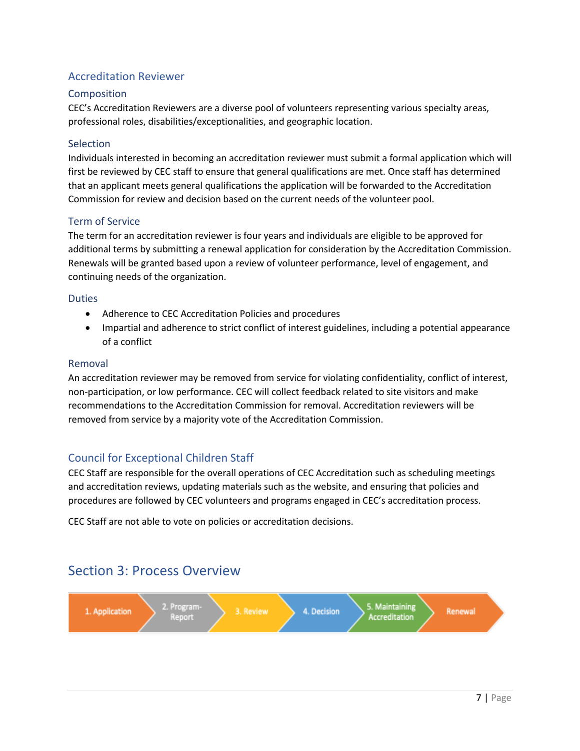## Accreditation Reviewer

### Composition

CEC's Accreditation Reviewers are a diverse pool of volunteers representing various specialty areas, professional roles, disabilities/exceptionalities, and geographic location.

### Selection

Individuals interested in becoming an accreditation reviewer must submit a formal application which will first be reviewed by CEC staff to ensure that general qualifications are met. Once staff has determined that an applicant meets general qualifications the application will be forwarded to the Accreditation Commission for review and decision based on the current needs of the volunteer pool.

### Term of Service

The term for an accreditation reviewer is four years and individuals are eligible to be approved for additional terms by submitting a renewal application for consideration by the Accreditation Commission. Renewals will be granted based upon a review of volunteer performance, level of engagement, and continuing needs of the organization.

### Duties

- Adherence to CEC Accreditation Policies and procedures
- Impartial and adherence to strict conflict of interest guidelines, including a potential appearance of a conflict

### Removal

An accreditation reviewer may be removed from service for violating confidentiality, conflict of interest, non-participation, or low performance. CEC will collect feedback related to site visitors and make recommendations to the Accreditation Commission for removal. Accreditation reviewers will be removed from service by a majority vote of the Accreditation Commission.

## Council for Exceptional Children Staff

CEC Staff are responsible for the overall operations of CEC Accreditation such as scheduling meetings and accreditation reviews, updating materials such as the website, and ensuring that policies and procedures are followed by CEC volunteers and programs engaged in CEC's accreditation process.

CEC Staff are not able to vote on policies or accreditation decisions.

# Section 3: Process Overview

1. Application → 2. Program-Report → 3. Review → 4. Decision → 5. Maintaining Accreditation → Renewal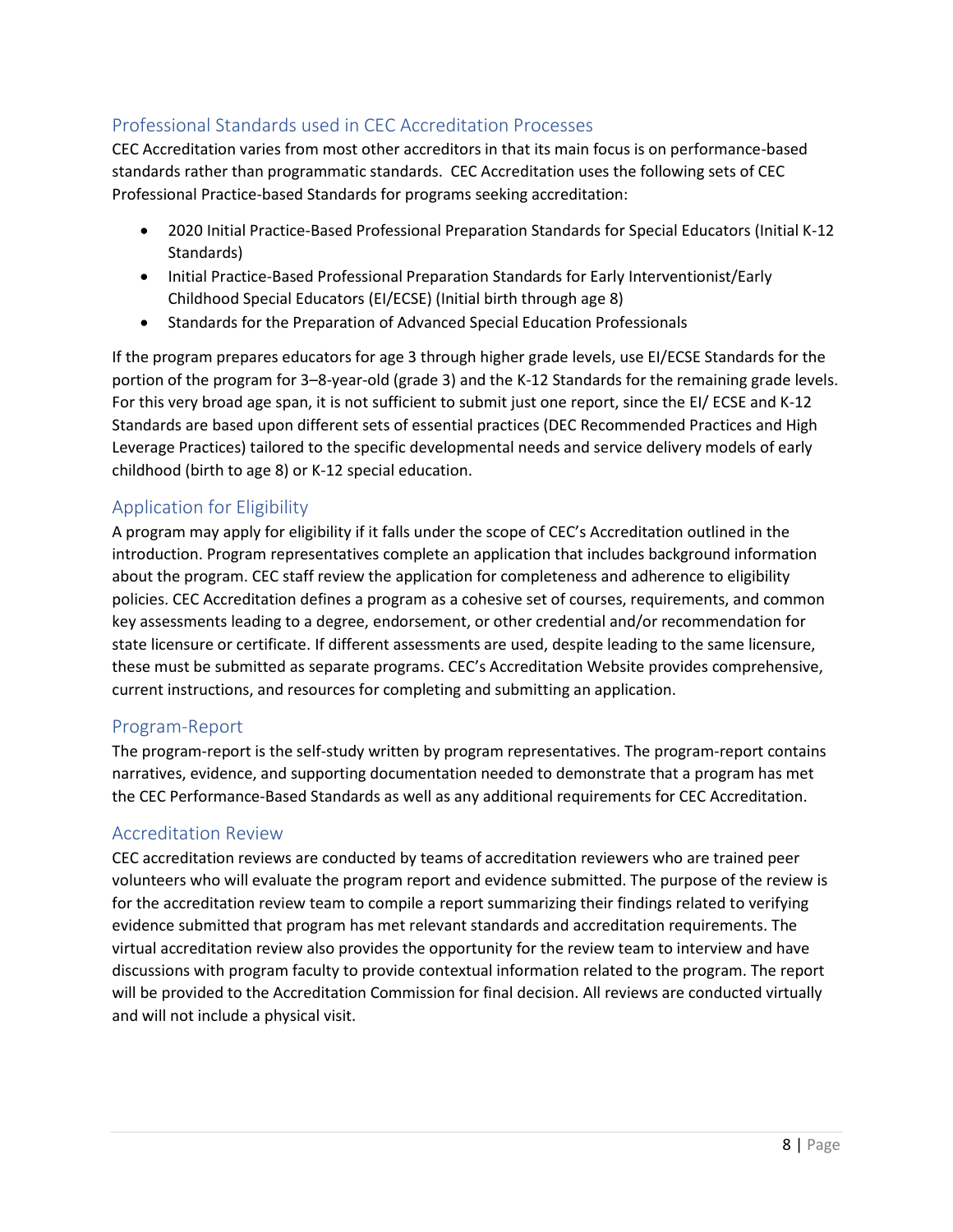## Professional Standards used in CEC Accreditation Processes

CEC Accreditation varies from most other accreditors in that its main focus is on performance-based standards rather than programmatic standards. CEC Accreditation uses the following sets of CEC Professional Practice-based Standards for programs seeking accreditation:

- 2020 Initial Practice-Based Professional Preparation Standards for Special Educators (Initial K-12 Standards)
- Initial Practice-Based Professional Preparation Standards for Early Interventionist/Early Childhood Special Educators (EI/ECSE) (Initial birth through age 8)
- Standards for the Preparation of Advanced Special Education Professionals

If the program prepares educators for age 3 through higher grade levels, use EI/ECSE Standards for the portion of the program for 3–8-year-old (grade 3) and the K-12 Standards for the remaining grade levels. For this very broad age span, it is not sufficient to submit just one report, since the EI/ ECSE and K-12 Standards are based upon different sets of essential practices (DEC Recommended Practices and High Leverage Practices) tailored to the specific developmental needs and service delivery models of early childhood (birth to age 8) or K-12 special education.

## Application for Eligibility

A program may apply for eligibility if it falls under the scope of CEC's Accreditation outlined in the introduction. Program representatives complete an application that includes background information about the program. CEC staff review the application for completeness and adherence to eligibility policies. CEC Accreditation defines a program as a cohesive set of courses, requirements, and common key assessments leading to a degree, endorsement, or other credential and/or recommendation for state licensure or certificate. If different assessments are used, despite leading to the same licensure, these must be submitted as separate programs. CEC's Accreditation Website provides comprehensive, current instructions, and resources for completing and submitting an application.

## Program-Report

The program-report is the self-study written by program representatives. The program-report contains narratives, evidence, and supporting documentation needed to demonstrate that a program has met the CEC Performance-Based Standards as well as any additional requirements for CEC Accreditation.

## Accreditation Review

CEC accreditation reviews are conducted by teams of accreditation reviewers who are trained peer volunteers who will evaluate the program report and evidence submitted. The purpose of the review is for the accreditation review team to compile a report summarizing their findings related to verifying evidence submitted that program has met relevant standards and accreditation requirements. The virtual accreditation review also provides the opportunity for the review team to interview and have discussions with program faculty to provide contextual information related to the program. The report will be provided to the Accreditation Commission for final decision. All reviews are conducted virtually and will not include a physical visit.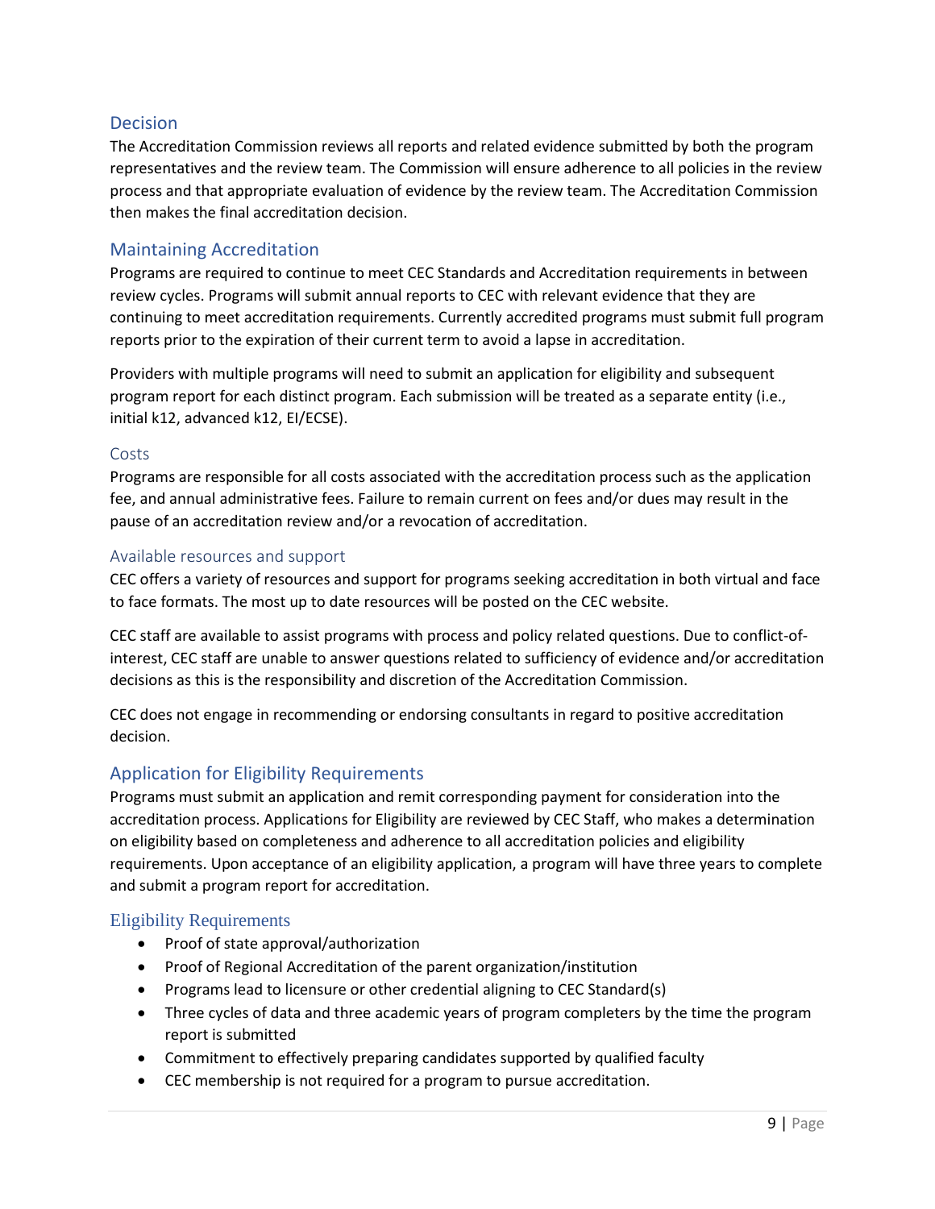## Decision

The Accreditation Commission reviews all reports and related evidence submitted by both the program representatives and the review team. The Commission will ensure adherence to all policies in the review process and that appropriate evaluation of evidence by the review team. The Accreditation Commission then makes the final accreditation decision.

## Maintaining Accreditation

Programs are required to continue to meet CEC Standards and Accreditation requirements in between review cycles. Programs will submit annual reports to CEC with relevant evidence that they are continuing to meet accreditation requirements. Currently accredited programs must submit full program reports prior to the expiration of their current term to avoid a lapse in accreditation.

Providers with multiple programs will need to submit an application for eligibility and subsequent program report for each distinct program. Each submission will be treated as a separate entity (i.e., initial k12, advanced k12, EI/ECSE).

### Costs

Programs are responsible for all costs associated with the accreditation process such as the application fee, and annual administrative fees. Failure to remain current on fees and/or dues may result in the pause of an accreditation review and/or a revocation of accreditation.

### Available resources and support

CEC offers a variety of resources and support for programs seeking accreditation in both virtual and face to face formats. The most up to date resources will be posted on the CEC website.

CEC staff are available to assist programs with process and policy related questions. Due to conflict-of-interest, CEC staff are unable to answer questions related to sufficiency of evidence and/or accreditation decisions as this is the responsibility and discretion of the Accreditation Commission.

CEC does not engage in recommending or endorsing consultants in regard to positive accreditation decision.

## Application for Eligibility Requirements

Programs must submit an application and remit corresponding payment for consideration into the accreditation process. Applications for Eligibility are reviewed by CEC Staff, who makes a determination on eligibility based on completeness and adherence to all accreditation policies and eligibility requirements. Upon acceptance of an eligibility application, a program will have three years to complete and submit a program report for accreditation.

### Eligibility Requirements

- Proof of state approval/authorization
- Proof of Regional Accreditation of the parent organization/institution
- Programs lead to licensure or other credential aligning to CEC Standard(s)
- Three cycles of data and three academic years of program completers by the time the program report is submitted
- Commitment to effectively preparing candidates supported by qualified faculty
- CEC membership is not required for a program to pursue accreditation.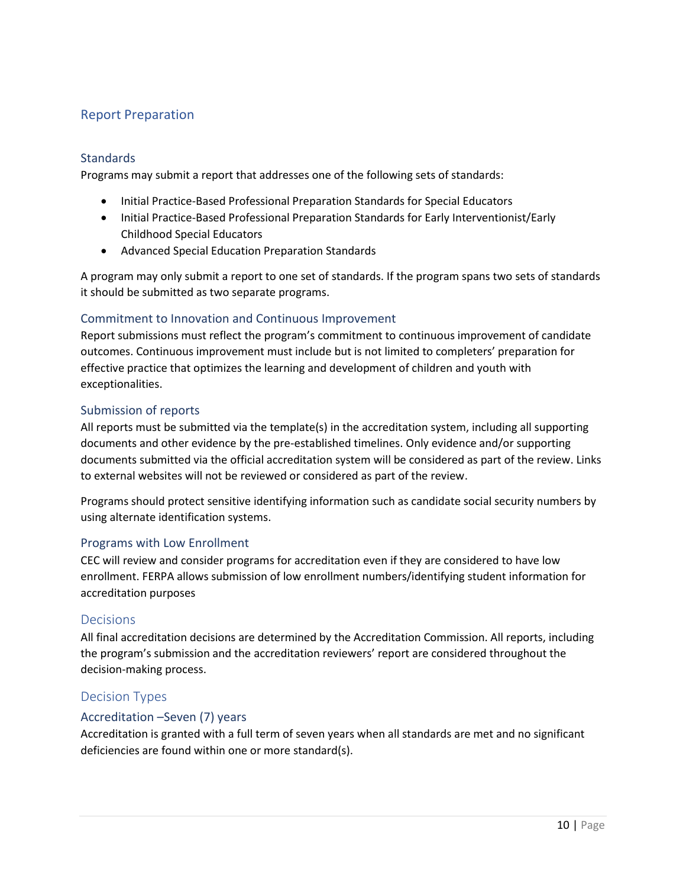## Report Preparation

### Standards

Programs may submit a report that addresses one of the following sets of standards:

- Initial Practice-Based Professional Preparation Standards for Special Educators
- Initial Practice-Based Professional Preparation Standards for Early Interventionist/Early Childhood Special Educators
- Advanced Special Education Preparation Standards

A program may only submit a report to one set of standards. If the program spans two sets of standards it should be submitted as two separate programs.

### Commitment to Innovation and Continuous Improvement

Report submissions must reflect the program's commitment to continuous improvement of candidate outcomes. Continuous improvement must include but is not limited to completers' preparation for effective practice that optimizes the learning and development of children and youth with exceptionalities.

### Submission of reports

All reports must be submitted via the template(s) in the accreditation system, including all supporting documents and other evidence by the pre-established timelines. Only evidence and/or supporting documents submitted via the official accreditation system will be considered as part of the review. Links to external websites will not be reviewed or considered as part of the review.

Programs should protect sensitive identifying information such as candidate social security numbers by using alternate identification systems.

### Programs with Low Enrollment

CEC will review and consider programs for accreditation even if they are considered to have low enrollment. FERPA allows submission of low enrollment numbers/identifying student information for accreditation purposes

## Decisions

All final accreditation decisions are determined by the Accreditation Commission. All reports, including the program's submission and the accreditation reviewers' report are considered throughout the decision-making process.

## Decision Types

### Accreditation –Seven (7) years

Accreditation is granted with a full term of seven years when all standards are met and no significant deficiencies are found within one or more standard(s).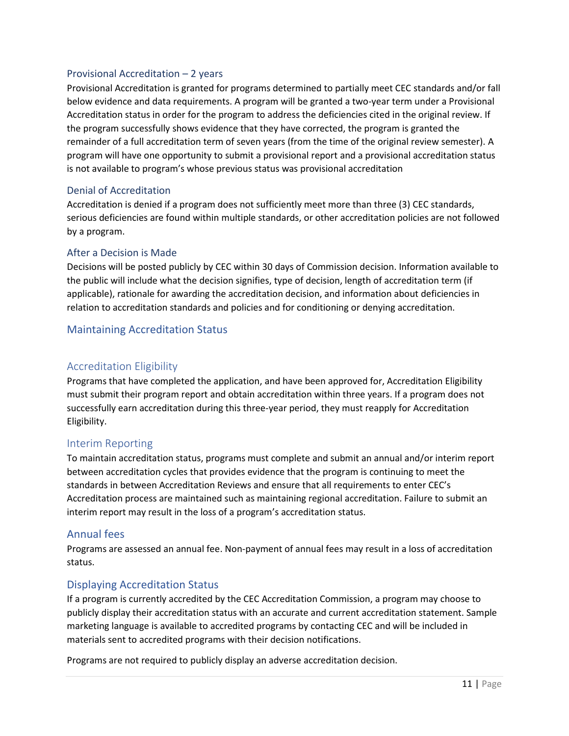### Provisional Accreditation – 2 years

Provisional Accreditation is granted for programs determined to partially meet CEC standards and/or fall below evidence and data requirements. A program will be granted a two-year term under a Provisional Accreditation status in order for the program to address the deficiencies cited in the original review. If the program successfully shows evidence that they have corrected, the program is granted the remainder of a full accreditation term of seven years (from the time of the original review semester). A program will have one opportunity to submit a provisional report and a provisional accreditation status is not available to program's whose previous status was provisional accreditation

### Denial of Accreditation

Accreditation is denied if a program does not sufficiently meet more than three (3) CEC standards, serious deficiencies are found within multiple standards, or other accreditation policies are not followed by a program.

### After a Decision is Made

Decisions will be posted publicly by CEC within 30 days of Commission decision. Information available to the public will include what the decision signifies, type of decision, length of accreditation term (if applicable), rationale for awarding the accreditation decision, and information about deficiencies in relation to accreditation standards and policies and for conditioning or denying accreditation.

## Maintaining Accreditation Status

### Accreditation Eligibility

Programs that have completed the application, and have been approved for, Accreditation Eligibility must submit their program report and obtain accreditation within three years. If a program does not successfully earn accreditation during this three-year period, they must reapply for Accreditation Eligibility.

### Interim Reporting

To maintain accreditation status, programs must complete and submit an annual and/or interim report between accreditation cycles that provides evidence that the program is continuing to meet the standards in between Accreditation Reviews and ensure that all requirements to enter CEC's Accreditation process are maintained such as maintaining regional accreditation. Failure to submit an interim report may result in the loss of a program's accreditation status.

### Annual fees

Programs are assessed an annual fee. Non-payment of annual fees may result in a loss of accreditation status.

### Displaying Accreditation Status

If a program is currently accredited by the CEC Accreditation Commission, a program may choose to publicly display their accreditation status with an accurate and current accreditation statement. Sample marketing language is available to accredited programs by contacting CEC and will be included in materials sent to accredited programs with their decision notifications.

Programs are not required to publicly display an adverse accreditation decision.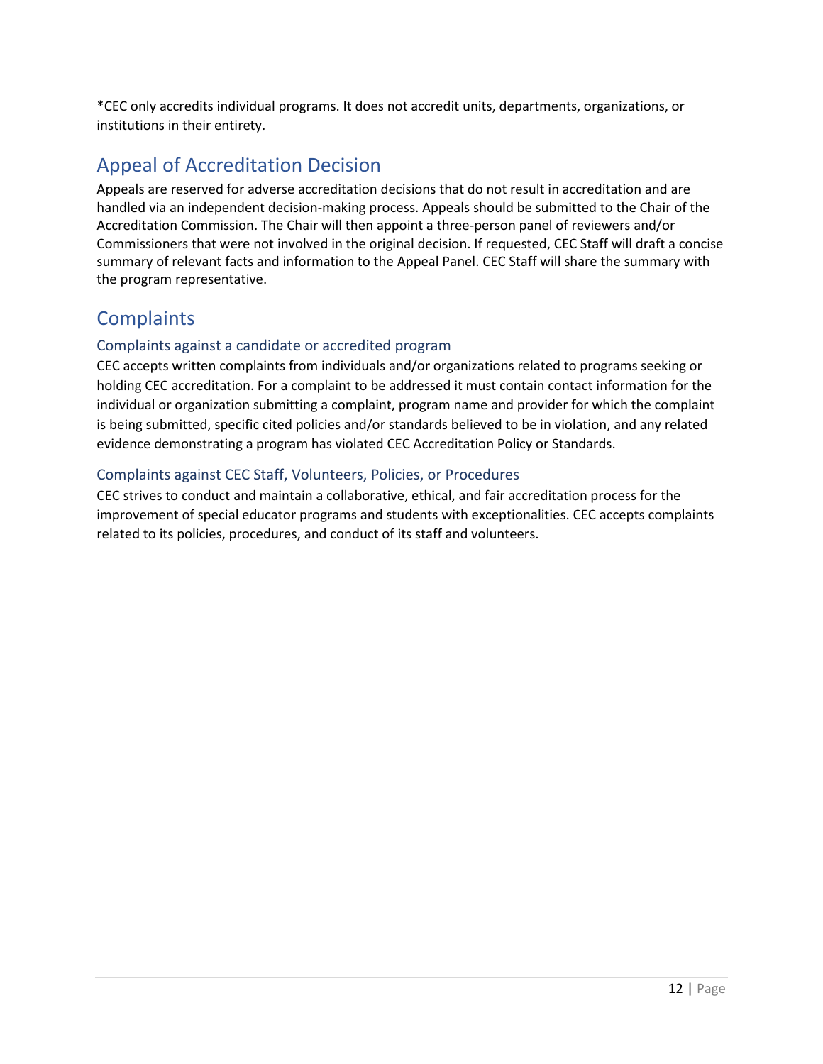*CEC only accredits individual programs. It does not accredit units, departments, organizations, or institutions in their entirety.

## Appeal of Accreditation Decision

Appeals are reserved for adverse accreditation decisions that do not result in accreditation and are handled via an independent decision-making process. Appeals should be submitted to the Chair of the Accreditation Commission. The Chair will then appoint a three-person panel of reviewers and/or Commissioners that were not involved in the original decision. If requested, CEC Staff will draft a concise summary of relevant facts and information to the Appeal Panel. CEC Staff will share the summary with the program representative.

## Complaints

### Complaints against a candidate or accredited program

CEC accepts written complaints from individuals and/or organizations related to programs seeking or holding CEC accreditation. For a complaint to be addressed it must contain contact information for the individual or organization submitting a complaint, program name and provider for which the complaint is being submitted, specific cited policies and/or standards believed to be in violation, and any related evidence demonstrating a program has violated CEC Accreditation Policy or Standards.

### Complaints against CEC Staff, Volunteers, Policies, or Procedures

CEC strives to conduct and maintain a collaborative, ethical, and fair accreditation process for the improvement of special educator programs and students with exceptionalities. CEC accepts complaints related to its policies, procedures, and conduct of its staff and volunteers.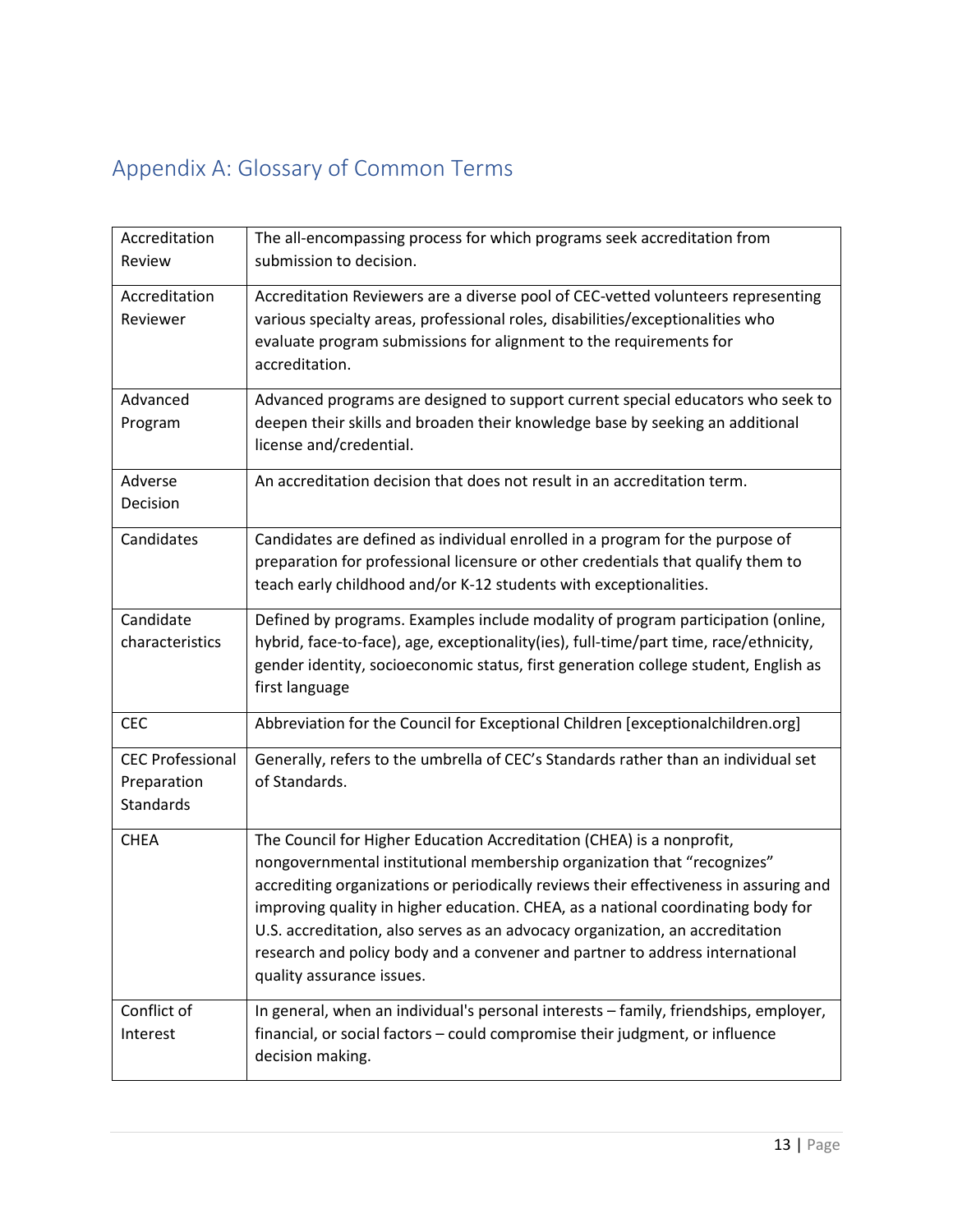## Appendix A: Glossary of Common Terms

| Term | Definition |
|---|---|
| Accreditation Review | The all-encompassing process for which programs seek accreditation from submission to decision. |
| Accreditation Reviewer | Accreditation Reviewers are a diverse pool of CEC-vetted volunteers representing various specialty areas, professional roles, disabilities/exceptionalities who evaluate program submissions for alignment to the requirements for accreditation. |
| Advanced Program | Advanced programs are designed to support current special educators who seek to deepen their skills and broaden their knowledge base by seeking an additional license and/credential. |
| Adverse Decision | An accreditation decision that does not result in an accreditation term. |
| Candidates | Candidates are defined as individual enrolled in a program for the purpose of preparation for professional licensure or other credentials that qualify them to teach early childhood and/or K-12 students with exceptionalities. |
| Candidate characteristics | Defined by programs. Examples include modality of program participation (online, hybrid, face-to-face), age, exceptionality(ies), full-time/part time, race/ethnicity, gender identity, socioeconomic status, first generation college student, English as first language |
| CEC | Abbreviation for the Council for Exceptional Children [exceptionalchildren.org] |
| CEC Professional Preparation Standards | Generally, refers to the umbrella of CEC's Standards rather than an individual set of Standards. |
| CHEA | The Council for Higher Education Accreditation (CHEA) is a nonprofit, nongovernmental institutional membership organization that "recognizes" accrediting organizations or periodically reviews their effectiveness in assuring and improving quality in higher education. CHEA, as a national coordinating body for U.S. accreditation, also serves as an advocacy organization, an accreditation research and policy body and a convener and partner to address international quality assurance issues. |
| Conflict of Interest | In general, when an individual's personal interests – family, friendships, employer, financial, or social factors – could compromise their judgment, or influence decision making. |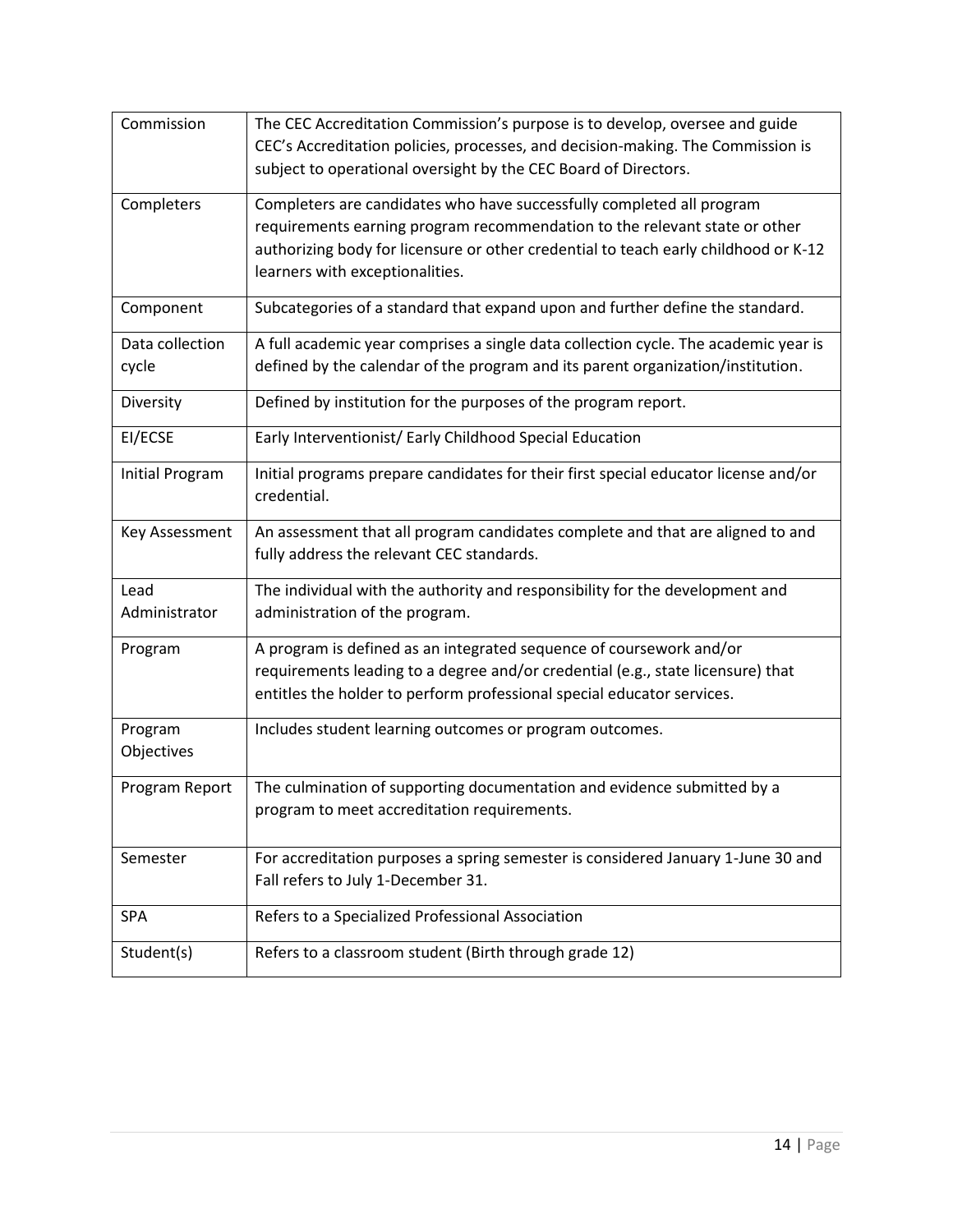| | |
|---|---|
| Commission | The CEC Accreditation Commission's purpose is to develop, oversee and guide CEC's Accreditation policies, processes, and decision-making. The Commission is subject to operational oversight by the CEC Board of Directors. |
| Completers | Completers are candidates who have successfully completed all program requirements earning program recommendation to the relevant state or other authorizing body for licensure or other credential to teach early childhood or K-12 learners with exceptionalities. |
| Component | Subcategories of a standard that expand upon and further define the standard. |
| Data collection cycle | A full academic year comprises a single data collection cycle. The academic year is defined by the calendar of the program and its parent organization/institution. |
| Diversity | Defined by institution for the purposes of the program report. |
| EI/ECSE | Early Interventionist/ Early Childhood Special Education |
| Initial Program | Initial programs prepare candidates for their first special educator license and/or credential. |
| Key Assessment | An assessment that all program candidates complete and that are aligned to and fully address the relevant CEC standards. |
| Lead Administrator | The individual with the authority and responsibility for the development and administration of the program. |
| Program | A program is defined as an integrated sequence of coursework and/or requirements leading to a degree and/or credential (e.g., state licensure) that entitles the holder to perform professional special educator services. |
| Program Objectives | Includes student learning outcomes or program outcomes. |
| Program Report | The culmination of supporting documentation and evidence submitted by a program to meet accreditation requirements. |
| Semester | For accreditation purposes a spring semester is considered January 1-June 30 and Fall refers to July 1-December 31. |
| SPA | Refers to a Specialized Professional Association |
| Student(s) | Refers to a classroom student (Birth through grade 12) |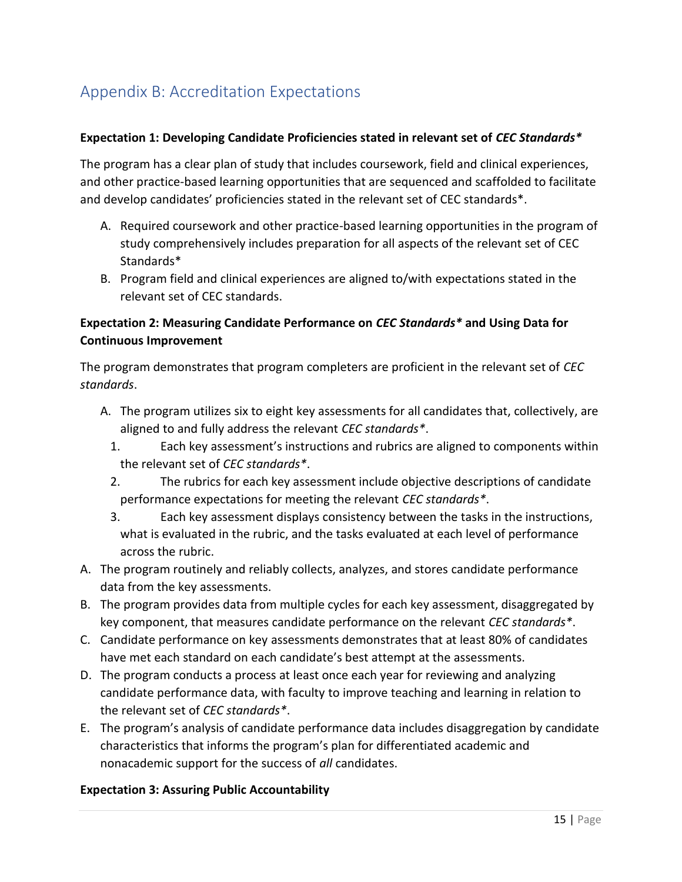# Appendix B: Accreditation Expectations

**Expectation 1: Developing Candidate Proficiencies stated in relevant set of *CEC Standards*\***

The program has a clear plan of study that includes coursework, field and clinical experiences, and other practice-based learning opportunities that are sequenced and scaffolded to facilitate and develop candidates' proficiencies stated in the relevant set of CEC standards*.

A. Required coursework and other practice-based learning opportunities in the program of study comprehensively includes preparation for all aspects of the relevant set of CEC Standards*
B. Program field and clinical experiences are aligned to/with expectations stated in the relevant set of CEC standards.

**Expectation 2: Measuring Candidate Performance on *CEC Standards*\* and Using Data for Continuous Improvement**

The program demonstrates that program completers are proficient in the relevant set of *CEC standards*.

A. The program utilizes six to eight key assessments for all candidates that, collectively, are aligned to and fully address the relevant *CEC standards*\*.
   1. Each key assessment's instructions and rubrics are aligned to components within the relevant set of *CEC standards*\*.
   2. The rubrics for each key assessment include objective descriptions of candidate performance expectations for meeting the relevant *CEC standards*\*.
   3. Each key assessment displays consistency between the tasks in the instructions, what is evaluated in the rubric, and the tasks evaluated at each level of performance across the rubric.

A. The program routinely and reliably collects, analyzes, and stores candidate performance data from the key assessments.
B. The program provides data from multiple cycles for each key assessment, disaggregated by key component, that measures candidate performance on the relevant *CEC standards*\*.
C. Candidate performance on key assessments demonstrates that at least 80% of candidates have met each standard on each candidate's best attempt at the assessments.
D. The program conducts a process at least once each year for reviewing and analyzing candidate performance data, with faculty to improve teaching and learning in relation to the relevant set of *CEC standards*\*.
E. The program's analysis of candidate performance data includes disaggregation by candidate characteristics that informs the program's plan for differentiated academic and nonacademic support for the success of *all* candidates.

**Expectation 3: Assuring Public Accountability**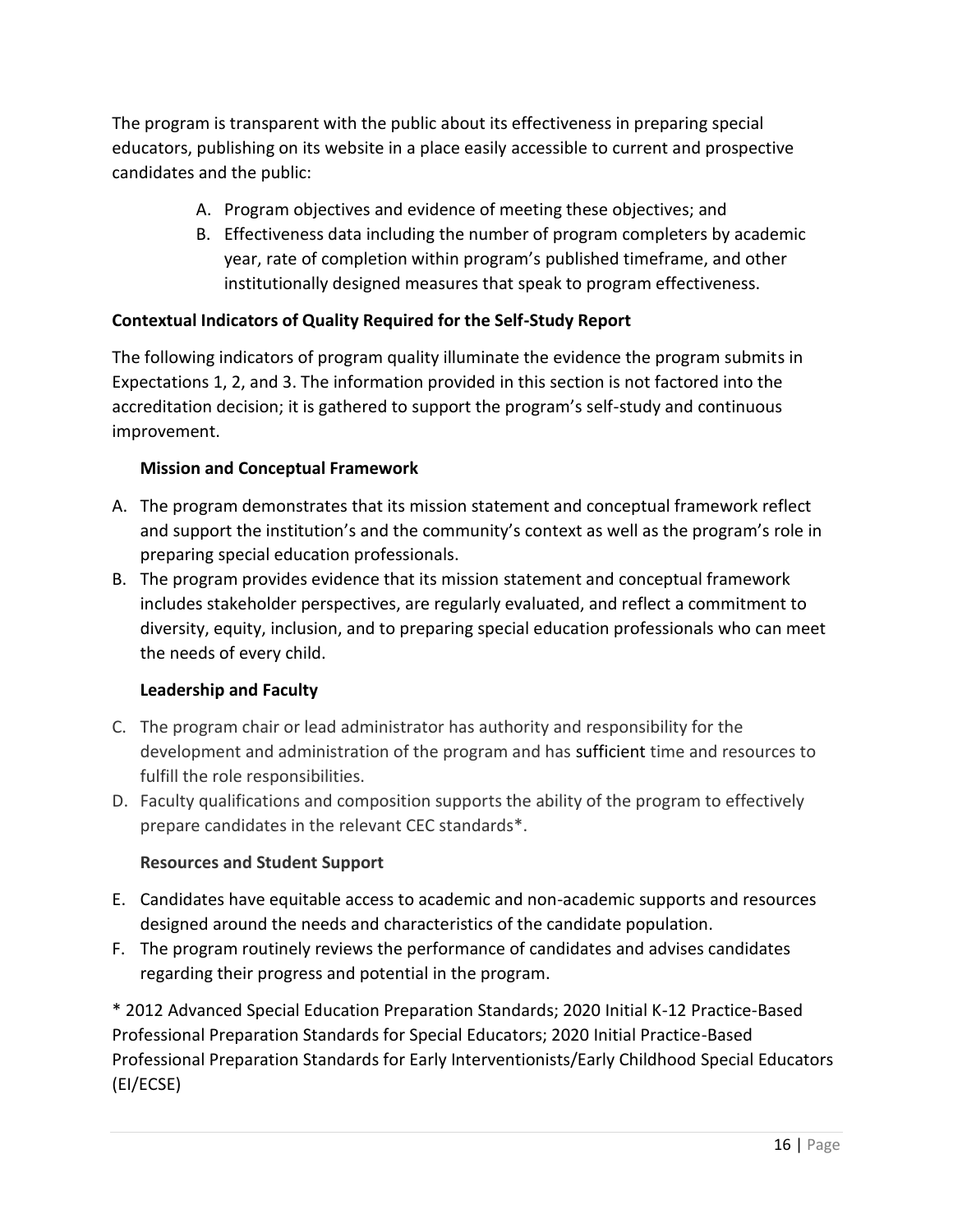The program is transparent with the public about its effectiveness in preparing special educators, publishing on its website in a place easily accessible to current and prospective candidates and the public:

A. Program objectives and evidence of meeting these objectives; and
B. Effectiveness data including the number of program completers by academic year, rate of completion within program's published timeframe, and other institutionally designed measures that speak to program effectiveness.

**Contextual Indicators of Quality Required for the Self-Study Report**

The following indicators of program quality illuminate the evidence the program submits in Expectations 1, 2, and 3. The information provided in this section is not factored into the accreditation decision; it is gathered to support the program's self-study and continuous improvement.

**Mission and Conceptual Framework**

A. The program demonstrates that its mission statement and conceptual framework reflect and support the institution's and the community's context as well as the program's role in preparing special education professionals.
B. The program provides evidence that its mission statement and conceptual framework includes stakeholder perspectives, are regularly evaluated, and reflect a commitment to diversity, equity, inclusion, and to preparing special education professionals who can meet the needs of every child.

**Leadership and Faculty**

C. The program chair or lead administrator has authority and responsibility for the development and administration of the program and has sufficient time and resources to fulfill the role responsibilities.
D. Faculty qualifications and composition supports the ability of the program to effectively prepare candidates in the relevant CEC standards*.

**Resources and Student Support**

E. Candidates have equitable access to academic and non-academic supports and resources designed around the needs and characteristics of the candidate population.
F. The program routinely reviews the performance of candidates and advises candidates regarding their progress and potential in the program.

* 2012 Advanced Special Education Preparation Standards; 2020 Initial K-12 Practice-Based Professional Preparation Standards for Special Educators; 2020 Initial Practice-Based Professional Preparation Standards for Early Interventionists/Early Childhood Special Educators (EI/ECSE)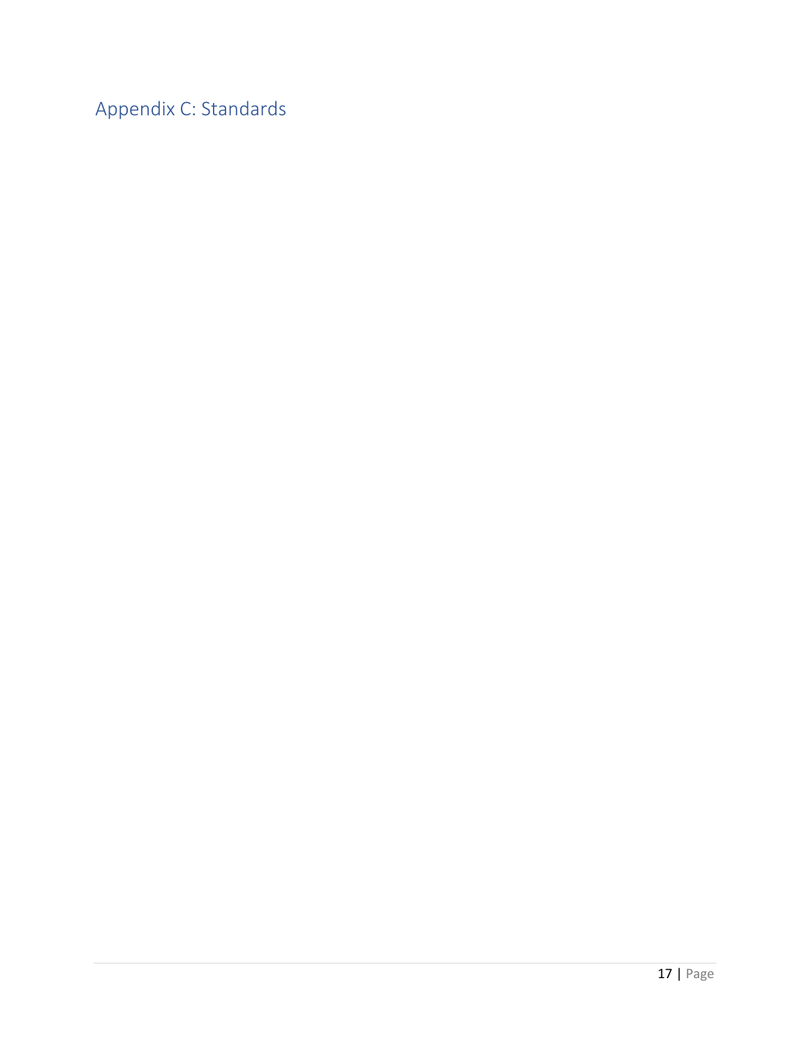# Appendix C: Standards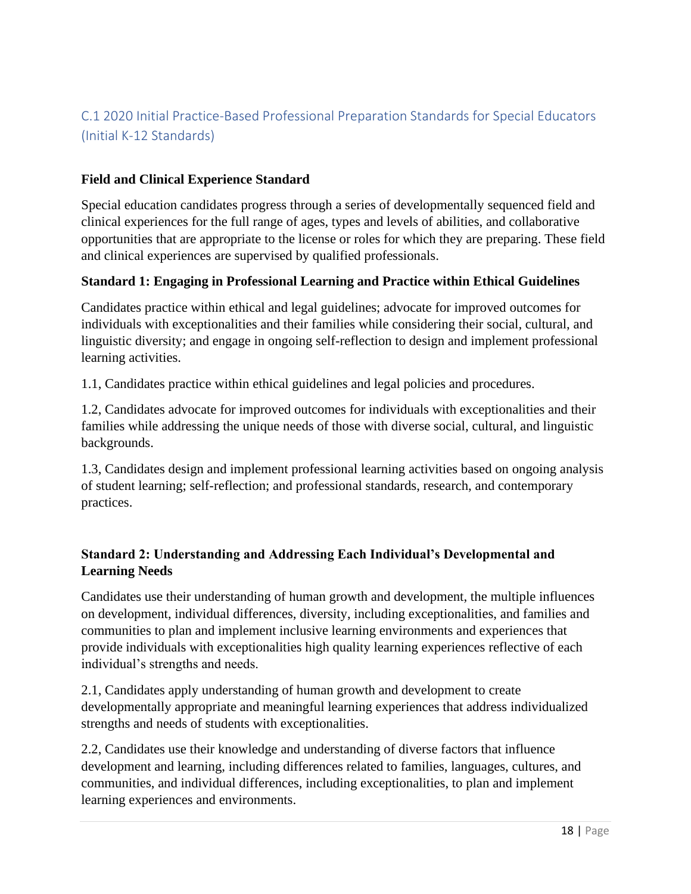## C.1 2020 Initial Practice-Based Professional Preparation Standards for Special Educators (Initial K-12 Standards)

### Field and Clinical Experience Standard

Special education candidates progress through a series of developmentally sequenced field and clinical experiences for the full range of ages, types and levels of abilities, and collaborative opportunities that are appropriate to the license or roles for which they are preparing. These field and clinical experiences are supervised by qualified professionals.

### Standard 1: Engaging in Professional Learning and Practice within Ethical Guidelines

Candidates practice within ethical and legal guidelines; advocate for improved outcomes for individuals with exceptionalities and their families while considering their social, cultural, and linguistic diversity; and engage in ongoing self-reflection to design and implement professional learning activities.

1.1, Candidates practice within ethical guidelines and legal policies and procedures.

1.2, Candidates advocate for improved outcomes for individuals with exceptionalities and their families while addressing the unique needs of those with diverse social, cultural, and linguistic backgrounds.

1.3, Candidates design and implement professional learning activities based on ongoing analysis of student learning; self-reflection; and professional standards, research, and contemporary practices.

### Standard 2: Understanding and Addressing Each Individual's Developmental and Learning Needs

Candidates use their understanding of human growth and development, the multiple influences on development, individual differences, diversity, including exceptionalities, and families and communities to plan and implement inclusive learning environments and experiences that provide individuals with exceptionalities high quality learning experiences reflective of each individual's strengths and needs.

2.1, Candidates apply understanding of human growth and development to create developmentally appropriate and meaningful learning experiences that address individualized strengths and needs of students with exceptionalities.

2.2, Candidates use their knowledge and understanding of diverse factors that influence development and learning, including differences related to families, languages, cultures, and communities, and individual differences, including exceptionalities, to plan and implement learning experiences and environments.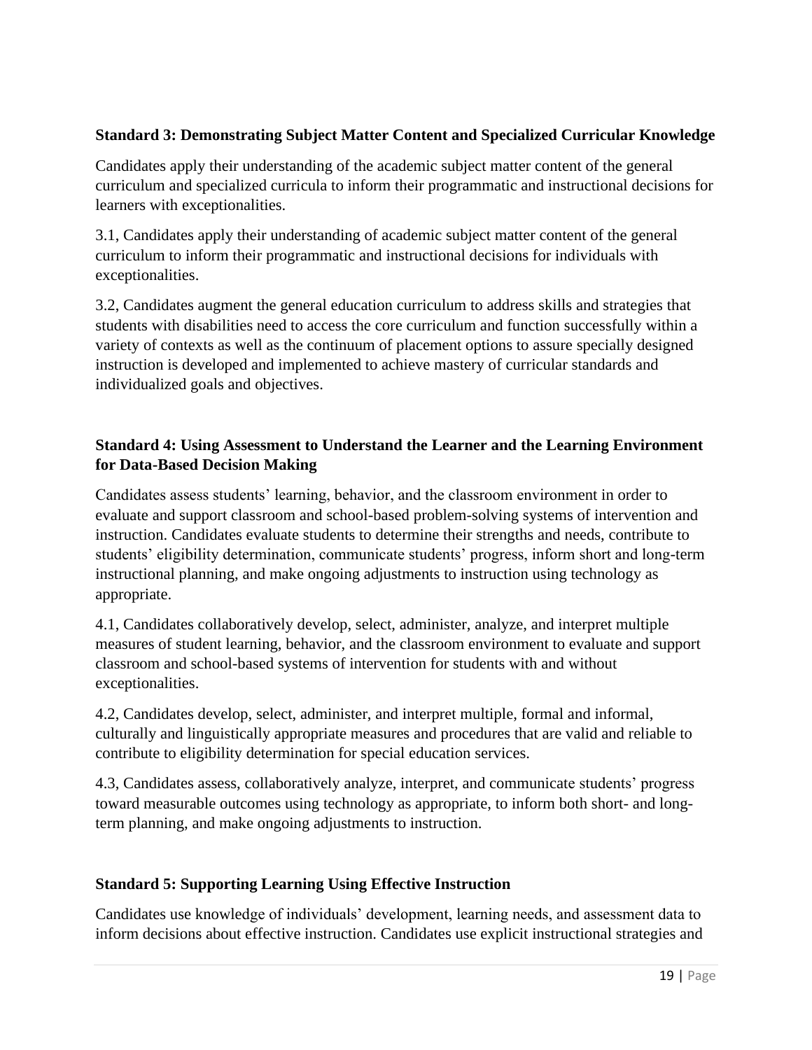**Standard 3: Demonstrating Subject Matter Content and Specialized Curricular Knowledge**

Candidates apply their understanding of the academic subject matter content of the general curriculum and specialized curricula to inform their programmatic and instructional decisions for learners with exceptionalities.

3.1, Candidates apply their understanding of academic subject matter content of the general curriculum to inform their programmatic and instructional decisions for individuals with exceptionalities.

3.2, Candidates augment the general education curriculum to address skills and strategies that students with disabilities need to access the core curriculum and function successfully within a variety of contexts as well as the continuum of placement options to assure specially designed instruction is developed and implemented to achieve mastery of curricular standards and individualized goals and objectives.

**Standard 4: Using Assessment to Understand the Learner and the Learning Environment for Data-Based Decision Making**

Candidates assess students' learning, behavior, and the classroom environment in order to evaluate and support classroom and school-based problem-solving systems of intervention and instruction. Candidates evaluate students to determine their strengths and needs, contribute to students' eligibility determination, communicate students' progress, inform short and long-term instructional planning, and make ongoing adjustments to instruction using technology as appropriate.

4.1, Candidates collaboratively develop, select, administer, analyze, and interpret multiple measures of student learning, behavior, and the classroom environment to evaluate and support classroom and school-based systems of intervention for students with and without exceptionalities.

4.2, Candidates develop, select, administer, and interpret multiple, formal and informal, culturally and linguistically appropriate measures and procedures that are valid and reliable to contribute to eligibility determination for special education services.

4.3, Candidates assess, collaboratively analyze, interpret, and communicate students' progress toward measurable outcomes using technology as appropriate, to inform both short- and long-term planning, and make ongoing adjustments to instruction.

**Standard 5: Supporting Learning Using Effective Instruction**

Candidates use knowledge of individuals' development, learning needs, and assessment data to inform decisions about effective instruction. Candidates use explicit instructional strategies and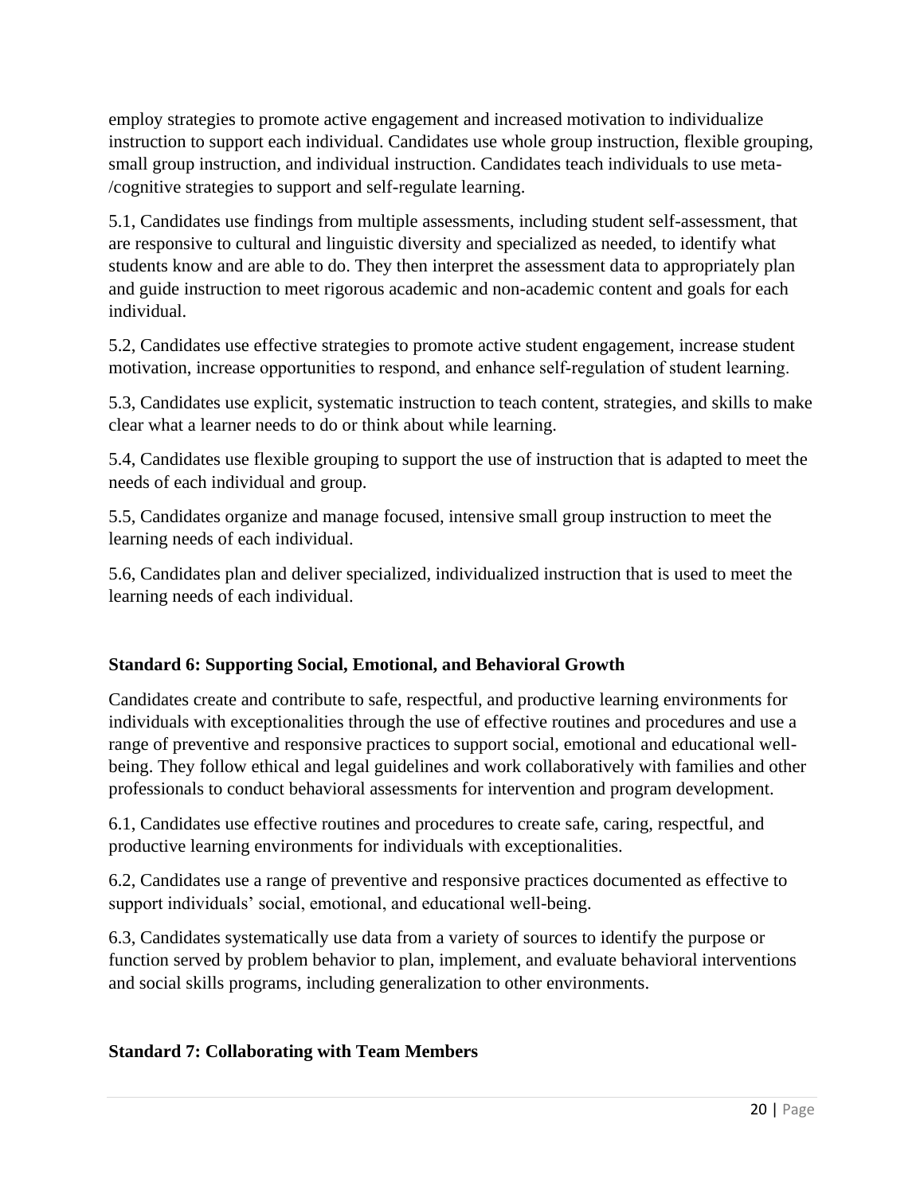employ strategies to promote active engagement and increased motivation to individualize instruction to support each individual. Candidates use whole group instruction, flexible grouping, small group instruction, and individual instruction. Candidates teach individuals to use meta-/cognitive strategies to support and self-regulate learning.

5.1, Candidates use findings from multiple assessments, including student self-assessment, that are responsive to cultural and linguistic diversity and specialized as needed, to identify what students know and are able to do. They then interpret the assessment data to appropriately plan and guide instruction to meet rigorous academic and non-academic content and goals for each individual.

5.2, Candidates use effective strategies to promote active student engagement, increase student motivation, increase opportunities to respond, and enhance self-regulation of student learning.

5.3, Candidates use explicit, systematic instruction to teach content, strategies, and skills to make clear what a learner needs to do or think about while learning.

5.4, Candidates use flexible grouping to support the use of instruction that is adapted to meet the needs of each individual and group.

5.5, Candidates organize and manage focused, intensive small group instruction to meet the learning needs of each individual.

5.6, Candidates plan and deliver specialized, individualized instruction that is used to meet the learning needs of each individual.

### Standard 6: Supporting Social, Emotional, and Behavioral Growth

Candidates create and contribute to safe, respectful, and productive learning environments for individuals with exceptionalities through the use of effective routines and procedures and use a range of preventive and responsive practices to support social, emotional and educational well-being. They follow ethical and legal guidelines and work collaboratively with families and other professionals to conduct behavioral assessments for intervention and program development.

6.1, Candidates use effective routines and procedures to create safe, caring, respectful, and productive learning environments for individuals with exceptionalities.

6.2, Candidates use a range of preventive and responsive practices documented as effective to support individuals' social, emotional, and educational well-being.

6.3, Candidates systematically use data from a variety of sources to identify the purpose or function served by problem behavior to plan, implement, and evaluate behavioral interventions and social skills programs, including generalization to other environments.

### Standard 7: Collaborating with Team Members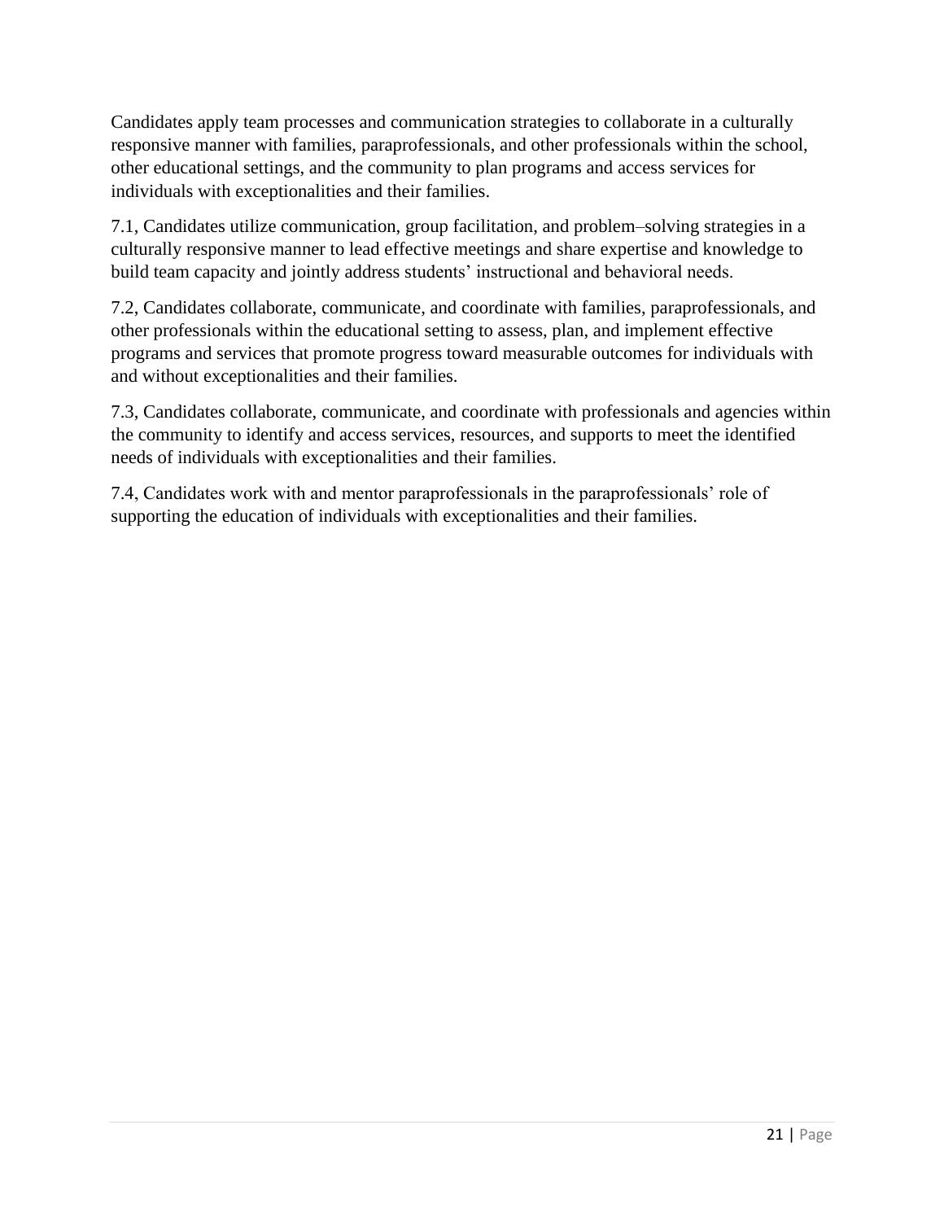Candidates apply team processes and communication strategies to collaborate in a culturally responsive manner with families, paraprofessionals, and other professionals within the school, other educational settings, and the community to plan programs and access services for individuals with exceptionalities and their families.

7.1, Candidates utilize communication, group facilitation, and problem–solving strategies in a culturally responsive manner to lead effective meetings and share expertise and knowledge to build team capacity and jointly address students' instructional and behavioral needs.

7.2, Candidates collaborate, communicate, and coordinate with families, paraprofessionals, and other professionals within the educational setting to assess, plan, and implement effective programs and services that promote progress toward measurable outcomes for individuals with and without exceptionalities and their families.

7.3, Candidates collaborate, communicate, and coordinate with professionals and agencies within the community to identify and access services, resources, and supports to meet the identified needs of individuals with exceptionalities and their families.

7.4, Candidates work with and mentor paraprofessionals in the paraprofessionals' role of supporting the education of individuals with exceptionalities and their families.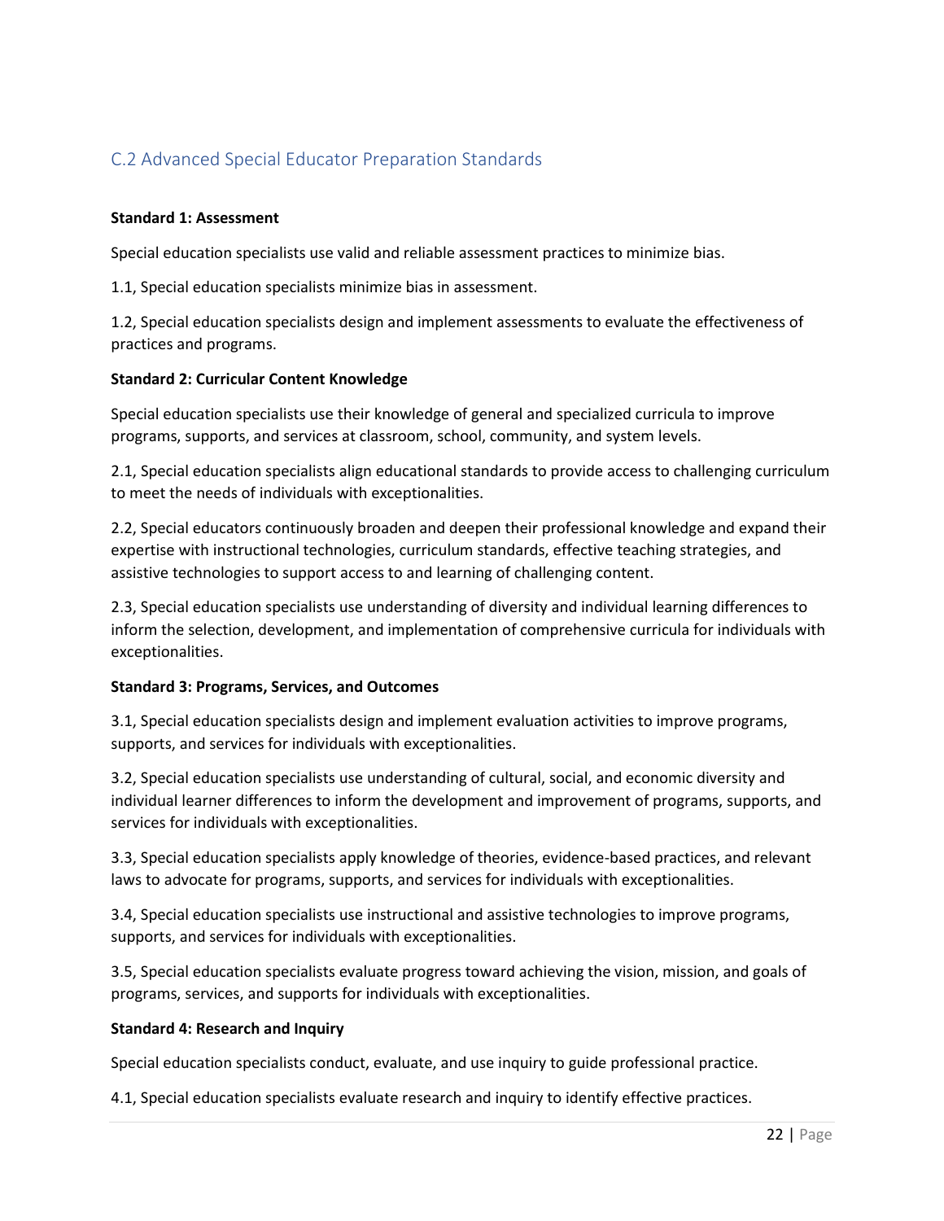## C.2 Advanced Special Educator Preparation Standards

**Standard 1: Assessment**

Special education specialists use valid and reliable assessment practices to minimize bias.

1.1, Special education specialists minimize bias in assessment.

1.2, Special education specialists design and implement assessments to evaluate the effectiveness of practices and programs.

**Standard 2: Curricular Content Knowledge**

Special education specialists use their knowledge of general and specialized curricula to improve programs, supports, and services at classroom, school, community, and system levels.

2.1, Special education specialists align educational standards to provide access to challenging curriculum to meet the needs of individuals with exceptionalities.

2.2, Special educators continuously broaden and deepen their professional knowledge and expand their expertise with instructional technologies, curriculum standards, effective teaching strategies, and assistive technologies to support access to and learning of challenging content.

2.3, Special education specialists use understanding of diversity and individual learning differences to inform the selection, development, and implementation of comprehensive curricula for individuals with exceptionalities.

**Standard 3: Programs, Services, and Outcomes**

3.1, Special education specialists design and implement evaluation activities to improve programs, supports, and services for individuals with exceptionalities.

3.2, Special education specialists use understanding of cultural, social, and economic diversity and individual learner differences to inform the development and improvement of programs, supports, and services for individuals with exceptionalities.

3.3, Special education specialists apply knowledge of theories, evidence-based practices, and relevant laws to advocate for programs, supports, and services for individuals with exceptionalities.

3.4, Special education specialists use instructional and assistive technologies to improve programs, supports, and services for individuals with exceptionalities.

3.5, Special education specialists evaluate progress toward achieving the vision, mission, and goals of programs, services, and supports for individuals with exceptionalities.

**Standard 4: Research and Inquiry**

Special education specialists conduct, evaluate, and use inquiry to guide professional practice.

4.1, Special education specialists evaluate research and inquiry to identify effective practices.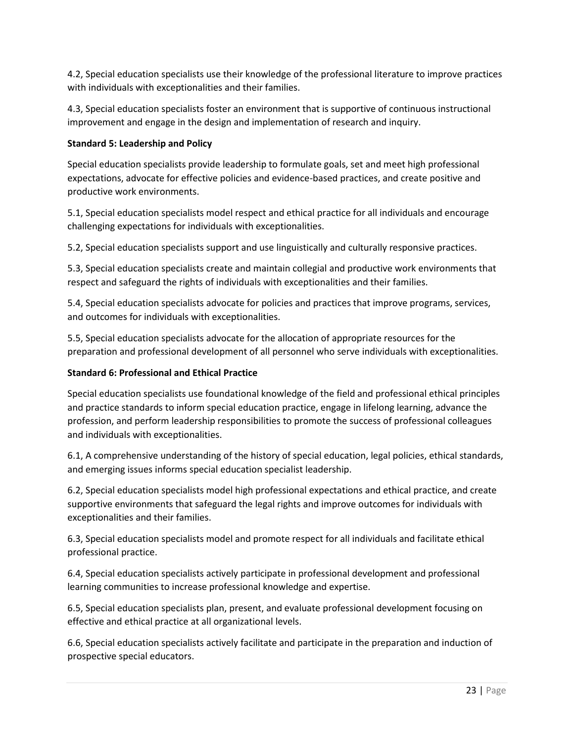4.2, Special education specialists use their knowledge of the professional literature to improve practices with individuals with exceptionalities and their families.

4.3, Special education specialists foster an environment that is supportive of continuous instructional improvement and engage in the design and implementation of research and inquiry.

**Standard 5: Leadership and Policy**

Special education specialists provide leadership to formulate goals, set and meet high professional expectations, advocate for effective policies and evidence-based practices, and create positive and productive work environments.

5.1, Special education specialists model respect and ethical practice for all individuals and encourage challenging expectations for individuals with exceptionalities.

5.2, Special education specialists support and use linguistically and culturally responsive practices.

5.3, Special education specialists create and maintain collegial and productive work environments that respect and safeguard the rights of individuals with exceptionalities and their families.

5.4, Special education specialists advocate for policies and practices that improve programs, services, and outcomes for individuals with exceptionalities.

5.5, Special education specialists advocate for the allocation of appropriate resources for the preparation and professional development of all personnel who serve individuals with exceptionalities.

**Standard 6: Professional and Ethical Practice**

Special education specialists use foundational knowledge of the field and professional ethical principles and practice standards to inform special education practice, engage in lifelong learning, advance the profession, and perform leadership responsibilities to promote the success of professional colleagues and individuals with exceptionalities.

6.1, A comprehensive understanding of the history of special education, legal policies, ethical standards, and emerging issues informs special education specialist leadership.

6.2, Special education specialists model high professional expectations and ethical practice, and create supportive environments that safeguard the legal rights and improve outcomes for individuals with exceptionalities and their families.

6.3, Special education specialists model and promote respect for all individuals and facilitate ethical professional practice.

6.4, Special education specialists actively participate in professional development and professional learning communities to increase professional knowledge and expertise.

6.5, Special education specialists plan, present, and evaluate professional development focusing on effective and ethical practice at all organizational levels.

6.6, Special education specialists actively facilitate and participate in the preparation and induction of prospective special educators.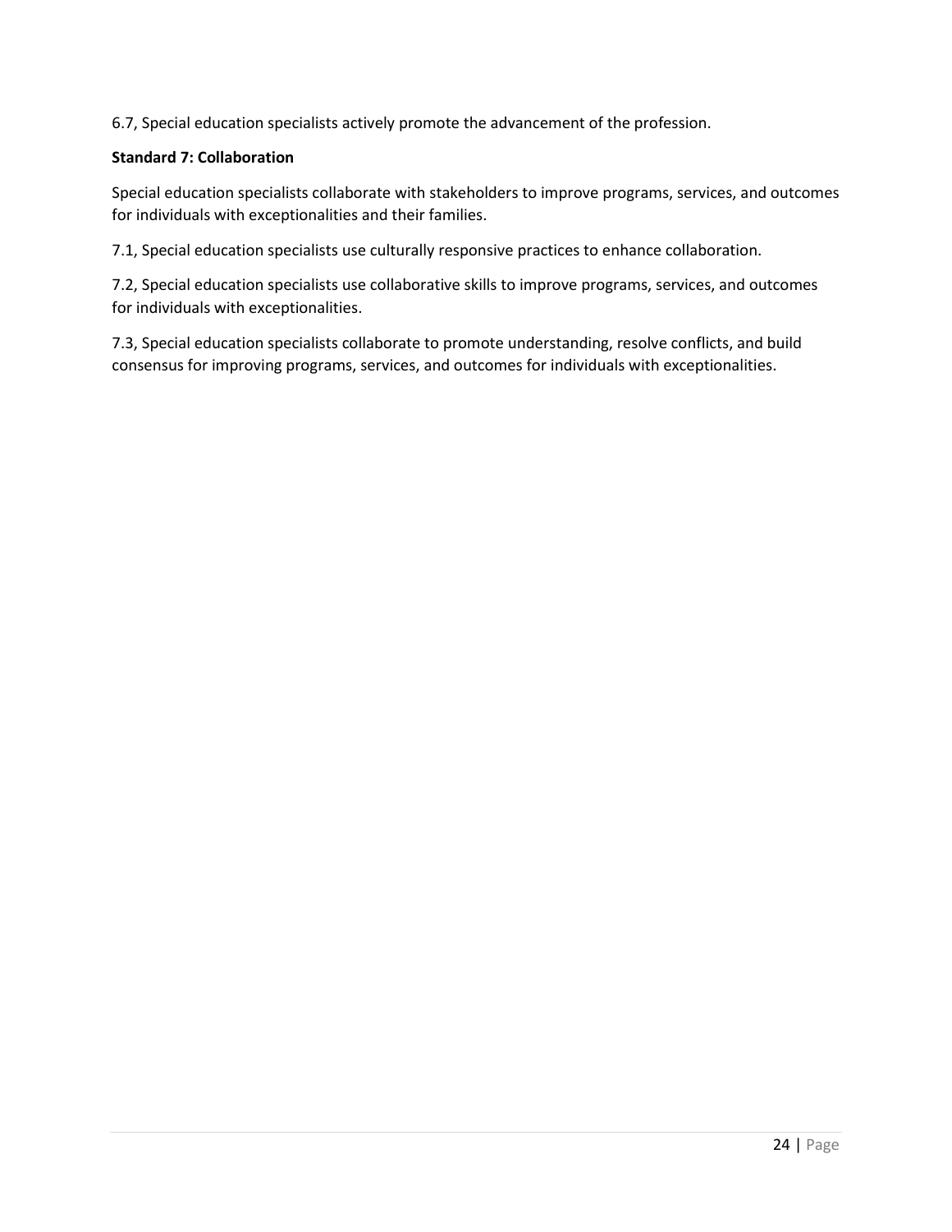6.7, Special education specialists actively promote the advancement of the profession.

**Standard 7: Collaboration**

Special education specialists collaborate with stakeholders to improve programs, services, and outcomes for individuals with exceptionalities and their families.

7.1, Special education specialists use culturally responsive practices to enhance collaboration.

7.2, Special education specialists use collaborative skills to improve programs, services, and outcomes for individuals with exceptionalities.

7.3, Special education specialists collaborate to promote understanding, resolve conflicts, and build consensus for improving programs, services, and outcomes for individuals with exceptionalities.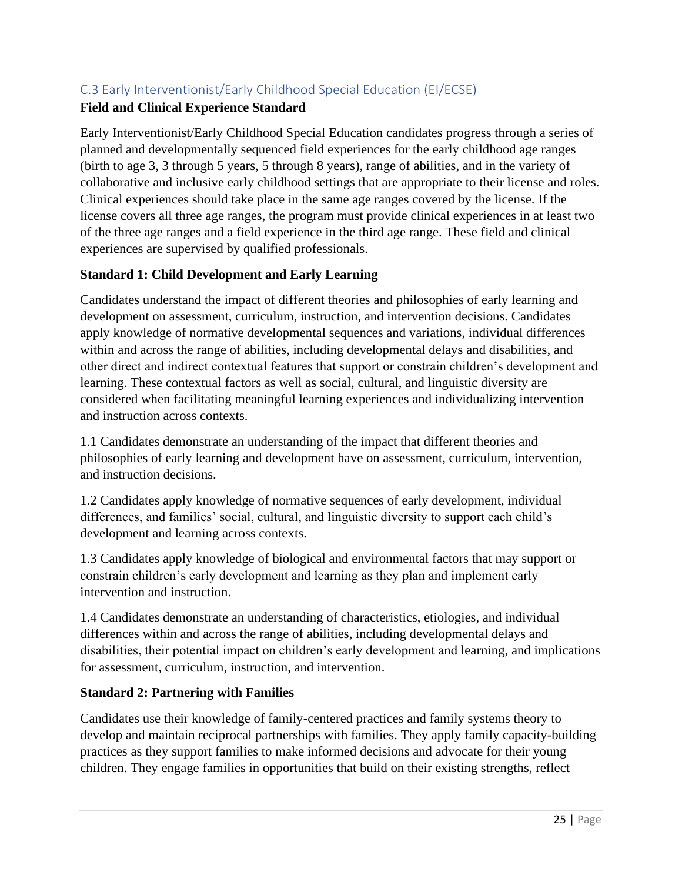## C.3 Early Interventionist/Early Childhood Special Education (EI/ECSE)

**Field and Clinical Experience Standard**

Early Interventionist/Early Childhood Special Education candidates progress through a series of planned and developmentally sequenced field experiences for the early childhood age ranges (birth to age 3, 3 through 5 years, 5 through 8 years), range of abilities, and in the variety of collaborative and inclusive early childhood settings that are appropriate to their license and roles. Clinical experiences should take place in the same age ranges covered by the license. If the license covers all three age ranges, the program must provide clinical experiences in at least two of the three age ranges and a field experience in the third age range. These field and clinical experiences are supervised by qualified professionals.

**Standard 1: Child Development and Early Learning**

Candidates understand the impact of different theories and philosophies of early learning and development on assessment, curriculum, instruction, and intervention decisions. Candidates apply knowledge of normative developmental sequences and variations, individual differences within and across the range of abilities, including developmental delays and disabilities, and other direct and indirect contextual features that support or constrain children's development and learning. These contextual factors as well as social, cultural, and linguistic diversity are considered when facilitating meaningful learning experiences and individualizing intervention and instruction across contexts.

1.1 Candidates demonstrate an understanding of the impact that different theories and philosophies of early learning and development have on assessment, curriculum, intervention, and instruction decisions.

1.2 Candidates apply knowledge of normative sequences of early development, individual differences, and families' social, cultural, and linguistic diversity to support each child's development and learning across contexts.

1.3 Candidates apply knowledge of biological and environmental factors that may support or constrain children's early development and learning as they plan and implement early intervention and instruction.

1.4 Candidates demonstrate an understanding of characteristics, etiologies, and individual differences within and across the range of abilities, including developmental delays and disabilities, their potential impact on children's early development and learning, and implications for assessment, curriculum, instruction, and intervention.

**Standard 2: Partnering with Families**

Candidates use their knowledge of family-centered practices and family systems theory to develop and maintain reciprocal partnerships with families. They apply family capacity-building practices as they support families to make informed decisions and advocate for their young children. They engage families in opportunities that build on their existing strengths, reflect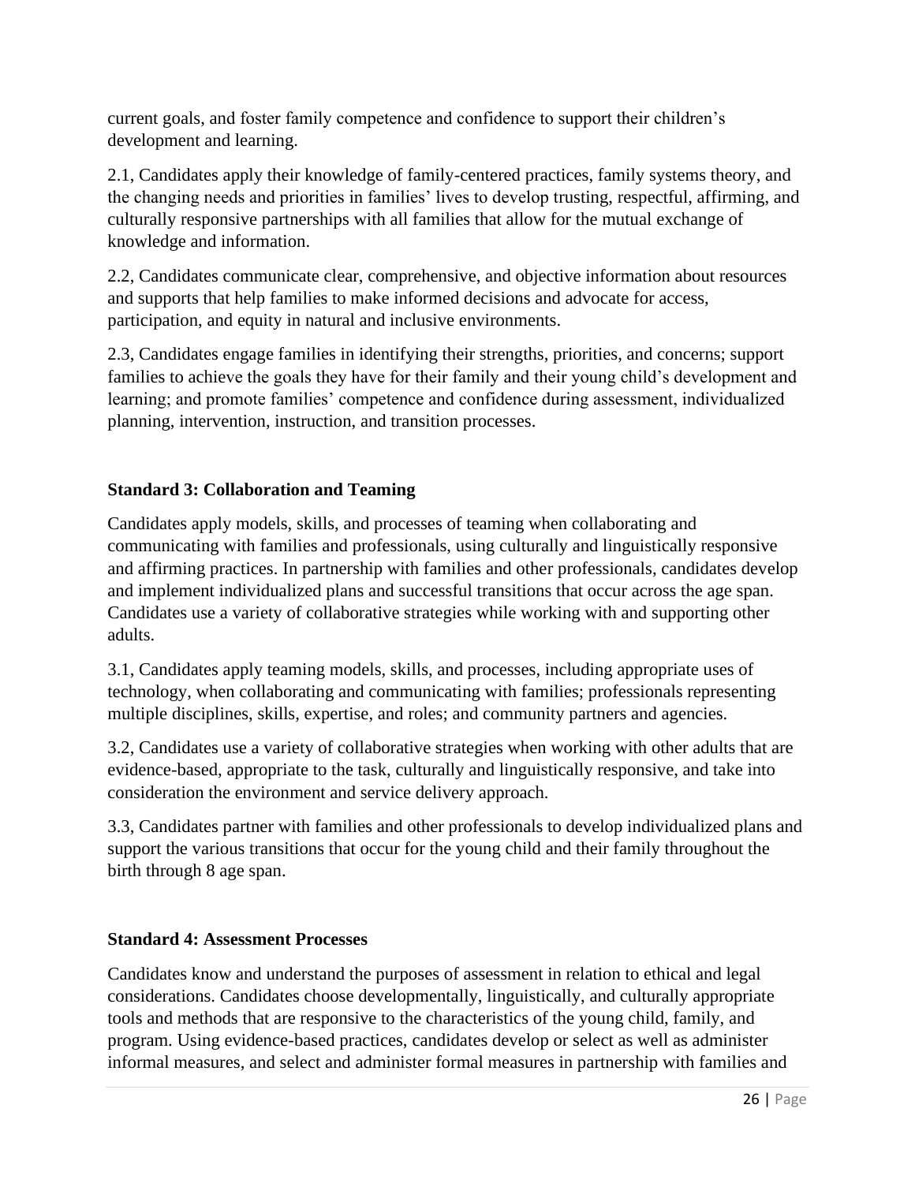current goals, and foster family competence and confidence to support their children's development and learning.

2.1, Candidates apply their knowledge of family-centered practices, family systems theory, and the changing needs and priorities in families' lives to develop trusting, respectful, affirming, and culturally responsive partnerships with all families that allow for the mutual exchange of knowledge and information.

2.2, Candidates communicate clear, comprehensive, and objective information about resources and supports that help families to make informed decisions and advocate for access, participation, and equity in natural and inclusive environments.

2.3, Candidates engage families in identifying their strengths, priorities, and concerns; support families to achieve the goals they have for their family and their young child's development and learning; and promote families' competence and confidence during assessment, individualized planning, intervention, instruction, and transition processes.

**Standard 3: Collaboration and Teaming**

Candidates apply models, skills, and processes of teaming when collaborating and communicating with families and professionals, using culturally and linguistically responsive and affirming practices. In partnership with families and other professionals, candidates develop and implement individualized plans and successful transitions that occur across the age span. Candidates use a variety of collaborative strategies while working with and supporting other adults.

3.1, Candidates apply teaming models, skills, and processes, including appropriate uses of technology, when collaborating and communicating with families; professionals representing multiple disciplines, skills, expertise, and roles; and community partners and agencies.

3.2, Candidates use a variety of collaborative strategies when working with other adults that are evidence-based, appropriate to the task, culturally and linguistically responsive, and take into consideration the environment and service delivery approach.

3.3, Candidates partner with families and other professionals to develop individualized plans and support the various transitions that occur for the young child and their family throughout the birth through 8 age span.

**Standard 4: Assessment Processes**

Candidates know and understand the purposes of assessment in relation to ethical and legal considerations. Candidates choose developmentally, linguistically, and culturally appropriate tools and methods that are responsive to the characteristics of the young child, family, and program. Using evidence-based practices, candidates develop or select as well as administer informal measures, and select and administer formal measures in partnership with families and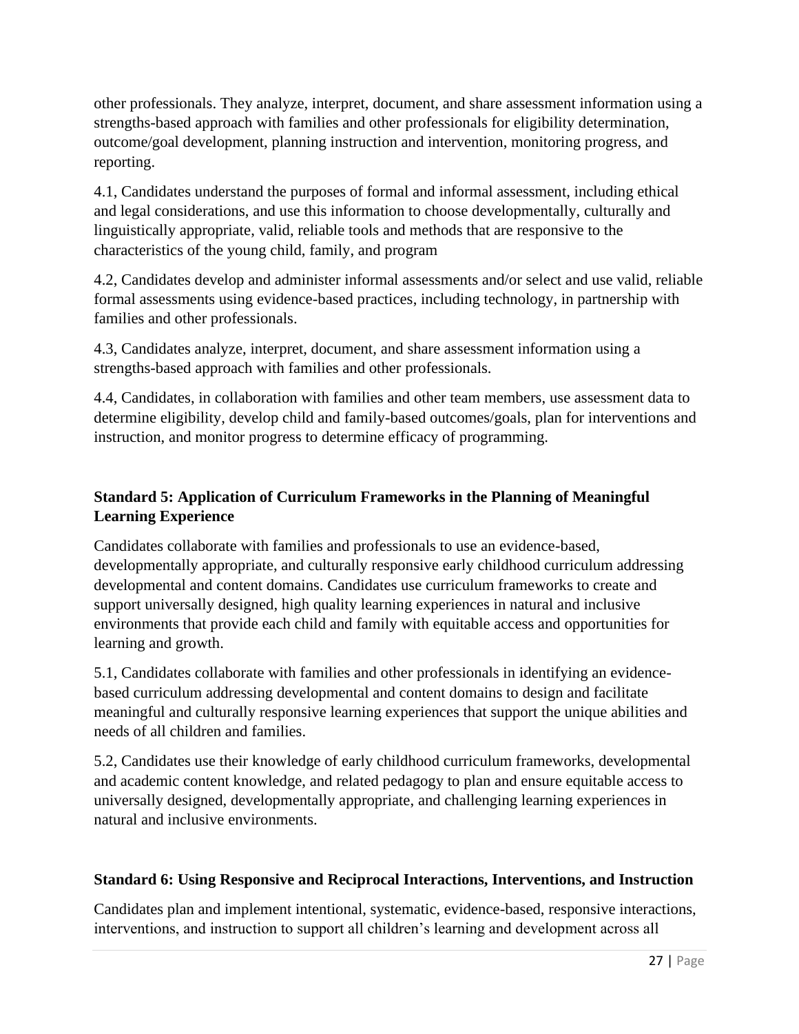other professionals. They analyze, interpret, document, and share assessment information using a strengths-based approach with families and other professionals for eligibility determination, outcome/goal development, planning instruction and intervention, monitoring progress, and reporting.

4.1, Candidates understand the purposes of formal and informal assessment, including ethical and legal considerations, and use this information to choose developmentally, culturally and linguistically appropriate, valid, reliable tools and methods that are responsive to the characteristics of the young child, family, and program

4.2, Candidates develop and administer informal assessments and/or select and use valid, reliable formal assessments using evidence-based practices, including technology, in partnership with families and other professionals.

4.3, Candidates analyze, interpret, document, and share assessment information using a strengths-based approach with families and other professionals.

4.4, Candidates, in collaboration with families and other team members, use assessment data to determine eligibility, develop child and family-based outcomes/goals, plan for interventions and instruction, and monitor progress to determine efficacy of programming.

### Standard 5: Application of Curriculum Frameworks in the Planning of Meaningful Learning Experience

Candidates collaborate with families and professionals to use an evidence-based, developmentally appropriate, and culturally responsive early childhood curriculum addressing developmental and content domains. Candidates use curriculum frameworks to create and support universally designed, high quality learning experiences in natural and inclusive environments that provide each child and family with equitable access and opportunities for learning and growth.

5.1, Candidates collaborate with families and other professionals in identifying an evidence-based curriculum addressing developmental and content domains to design and facilitate meaningful and culturally responsive learning experiences that support the unique abilities and needs of all children and families.

5.2, Candidates use their knowledge of early childhood curriculum frameworks, developmental and academic content knowledge, and related pedagogy to plan and ensure equitable access to universally designed, developmentally appropriate, and challenging learning experiences in natural and inclusive environments.

### Standard 6: Using Responsive and Reciprocal Interactions, Interventions, and Instruction

Candidates plan and implement intentional, systematic, evidence-based, responsive interactions, interventions, and instruction to support all children's learning and development across all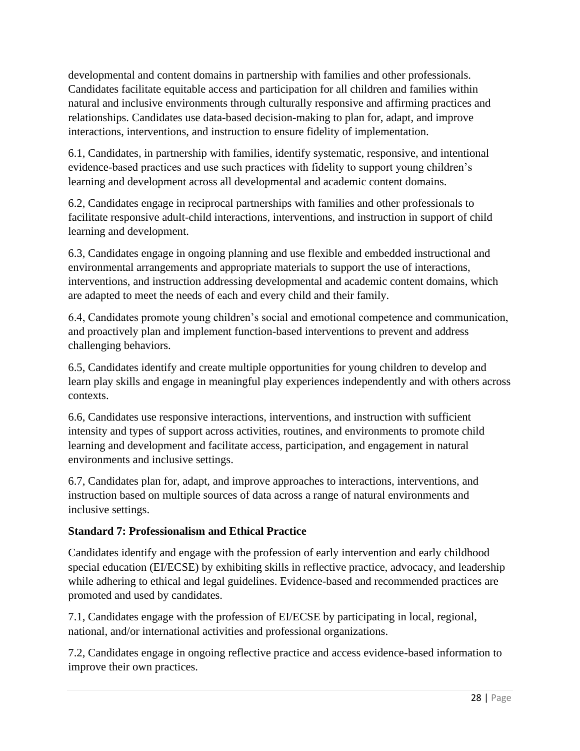developmental and content domains in partnership with families and other professionals. Candidates facilitate equitable access and participation for all children and families within natural and inclusive environments through culturally responsive and affirming practices and relationships. Candidates use data-based decision-making to plan for, adapt, and improve interactions, interventions, and instruction to ensure fidelity of implementation.

6.1, Candidates, in partnership with families, identify systematic, responsive, and intentional evidence-based practices and use such practices with fidelity to support young children's learning and development across all developmental and academic content domains.

6.2, Candidates engage in reciprocal partnerships with families and other professionals to facilitate responsive adult-child interactions, interventions, and instruction in support of child learning and development.

6.3, Candidates engage in ongoing planning and use flexible and embedded instructional and environmental arrangements and appropriate materials to support the use of interactions, interventions, and instruction addressing developmental and academic content domains, which are adapted to meet the needs of each and every child and their family.

6.4, Candidates promote young children's social and emotional competence and communication, and proactively plan and implement function-based interventions to prevent and address challenging behaviors.

6.5, Candidates identify and create multiple opportunities for young children to develop and learn play skills and engage in meaningful play experiences independently and with others across contexts.

6.6, Candidates use responsive interactions, interventions, and instruction with sufficient intensity and types of support across activities, routines, and environments to promote child learning and development and facilitate access, participation, and engagement in natural environments and inclusive settings.

6.7, Candidates plan for, adapt, and improve approaches to interactions, interventions, and instruction based on multiple sources of data across a range of natural environments and inclusive settings.

**Standard 7: Professionalism and Ethical Practice**

Candidates identify and engage with the profession of early intervention and early childhood special education (EI/ECSE) by exhibiting skills in reflective practice, advocacy, and leadership while adhering to ethical and legal guidelines. Evidence-based and recommended practices are promoted and used by candidates.

7.1, Candidates engage with the profession of EI/ECSE by participating in local, regional, national, and/or international activities and professional organizations.

7.2, Candidates engage in ongoing reflective practice and access evidence-based information to improve their own practices.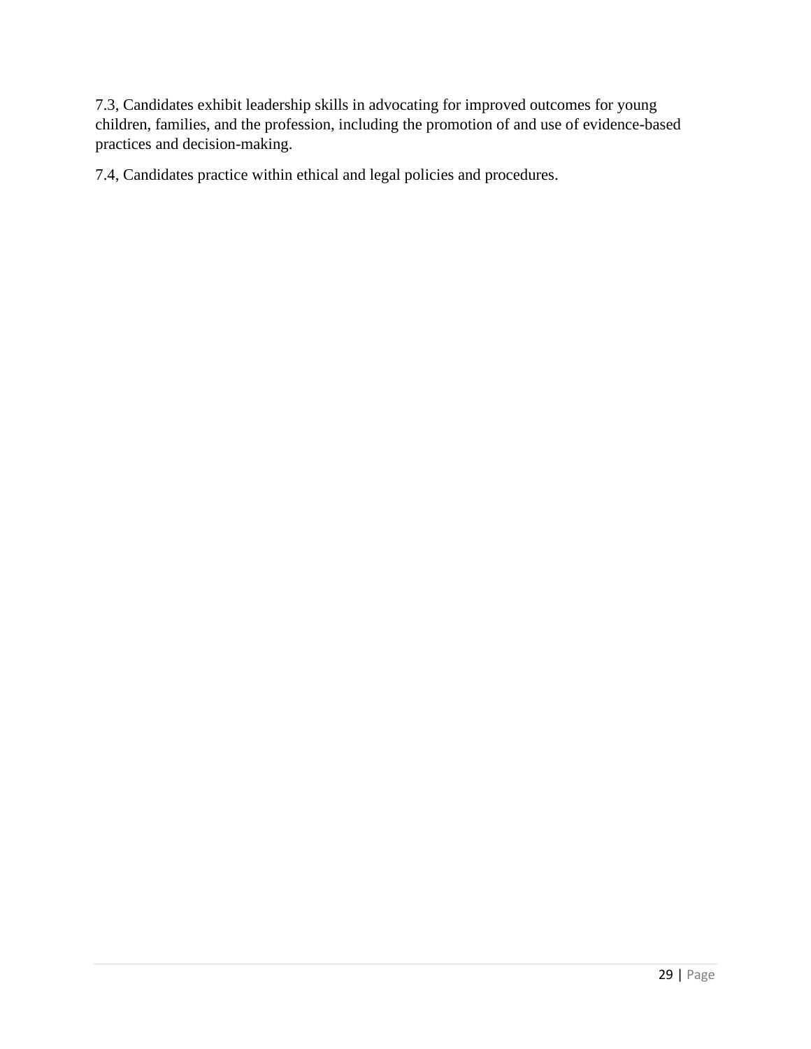7.3, Candidates exhibit leadership skills in advocating for improved outcomes for young children, families, and the profession, including the promotion of and use of evidence-based practices and decision-making.

7.4, Candidates practice within ethical and legal policies and procedures.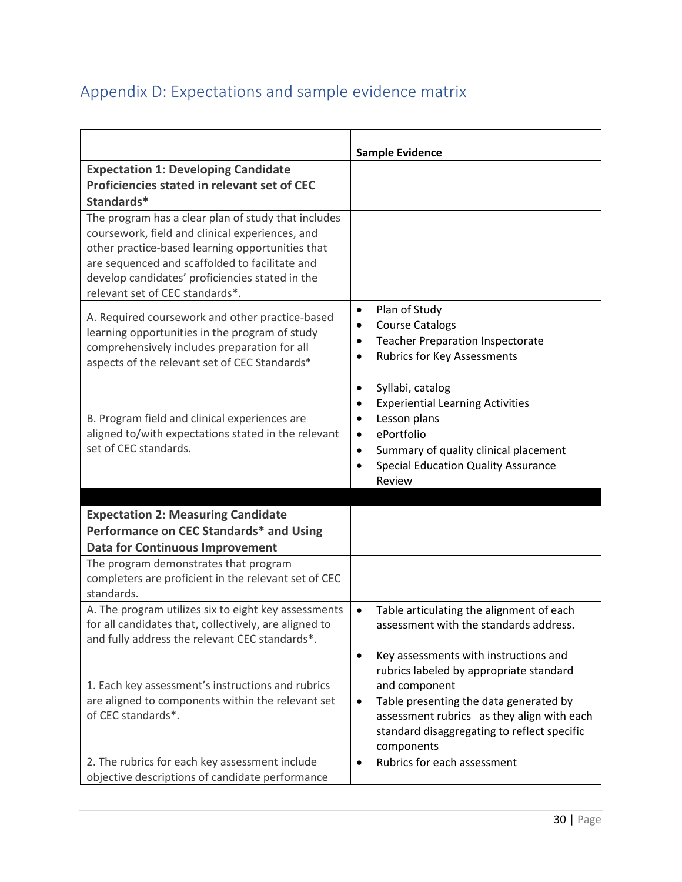## Appendix D: Expectations and sample evidence matrix

| | **Sample Evidence** |
|---|---|
| **Expectation 1: Developing Candidate Proficiencies stated in relevant set of CEC Standards*** | |
| The program has a clear plan of study that includes coursework, field and clinical experiences, and other practice-based learning opportunities that are sequenced and scaffolded to facilitate and develop candidates' proficiencies stated in the relevant set of CEC standards*. | |
| A. Required coursework and other practice-based learning opportunities in the program of study comprehensively includes preparation for all aspects of the relevant set of CEC Standards* | • Plan of Study<br>• Course Catalogs<br>• Teacher Preparation Inspectorate<br>• Rubrics for Key Assessments |
| B. Program field and clinical experiences are aligned to/with expectations stated in the relevant set of CEC standards. | • Syllabi, catalog<br>• Experiential Learning Activities<br>• Lesson plans<br>• ePortfolio<br>• Summary of quality clinical placement<br>• Special Education Quality Assurance Review |
| | |
| **Expectation 2: Measuring Candidate Performance on CEC Standards* and Using Data for Continuous Improvement** | |
| The program demonstrates that program completers are proficient in the relevant set of CEC standards. | |
| A. The program utilizes six to eight key assessments for all candidates that, collectively, are aligned to and fully address the relevant CEC standards*. | • Table articulating the alignment of each assessment with the standards address. |
| 1. Each key assessment's instructions and rubrics are aligned to components within the relevant set of CEC standards*. | • Key assessments with instructions and rubrics labeled by appropriate standard and component<br>• Table presenting the data generated by assessment rubrics as they align with each standard disaggregating to reflect specific components |
| 2. The rubrics for each key assessment include objective descriptions of candidate performance | • Rubrics for each assessment |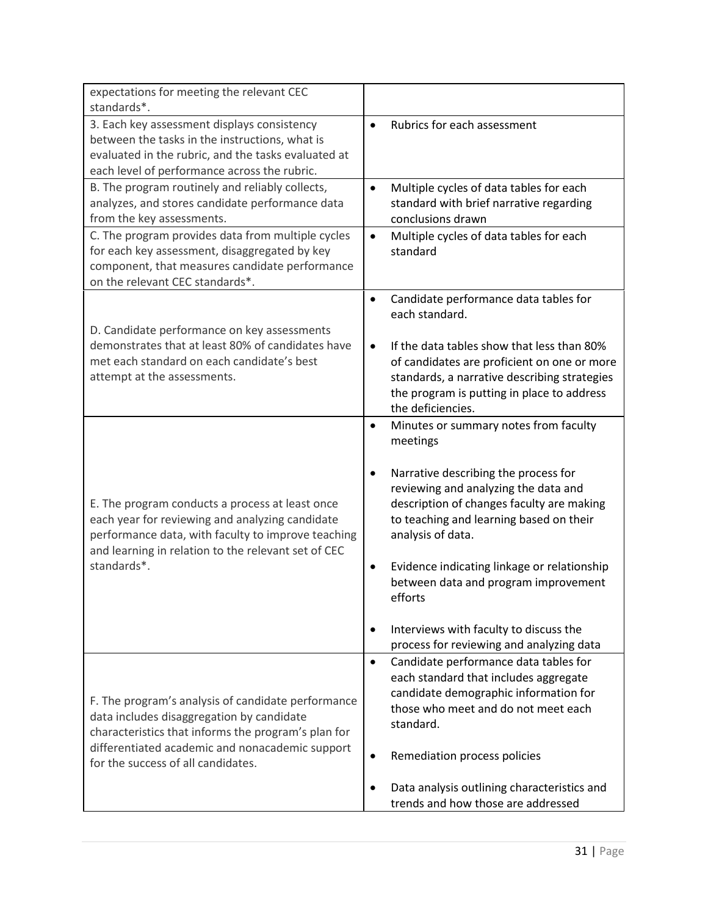| | |
|---|---|
| expectations for meeting the relevant CEC standards*. | |
| 3. Each key assessment displays consistency between the tasks in the instructions, what is evaluated in the rubric, and the tasks evaluated at each level of performance across the rubric. | • Rubrics for each assessment |
| B. The program routinely and reliably collects, analyzes, and stores candidate performance data from the key assessments. | • Multiple cycles of data tables for each standard with brief narrative regarding conclusions drawn |
| C. The program provides data from multiple cycles for each key assessment, disaggregated by key component, that measures candidate performance on the relevant CEC standards*. | • Multiple cycles of data tables for each standard |
| D. Candidate performance on key assessments demonstrates that at least 80% of candidates have met each standard on each candidate's best attempt at the assessments. | • Candidate performance data tables for each standard.<br><br>• If the data tables show that less than 80% of candidates are proficient on one or more standards, a narrative describing strategies the program is putting in place to address the deficiencies. |
| E. The program conducts a process at least once each year for reviewing and analyzing candidate performance data, with faculty to improve teaching and learning in relation to the relevant set of CEC standards*. | • Minutes or summary notes from faculty meetings<br><br>• Narrative describing the process for reviewing and analyzing the data and description of changes faculty are making to teaching and learning based on their analysis of data.<br><br>• Evidence indicating linkage or relationship between data and program improvement efforts<br><br>• Interviews with faculty to discuss the process for reviewing and analyzing data |
| F. The program's analysis of candidate performance data includes disaggregation by candidate characteristics that informs the program's plan for differentiated academic and nonacademic support for the success of all candidates. | • Candidate performance data tables for each standard that includes aggregate candidate demographic information for those who meet and do not meet each standard.<br><br>• Remediation process policies<br><br>• Data analysis outlining characteristics and trends and how those are addressed |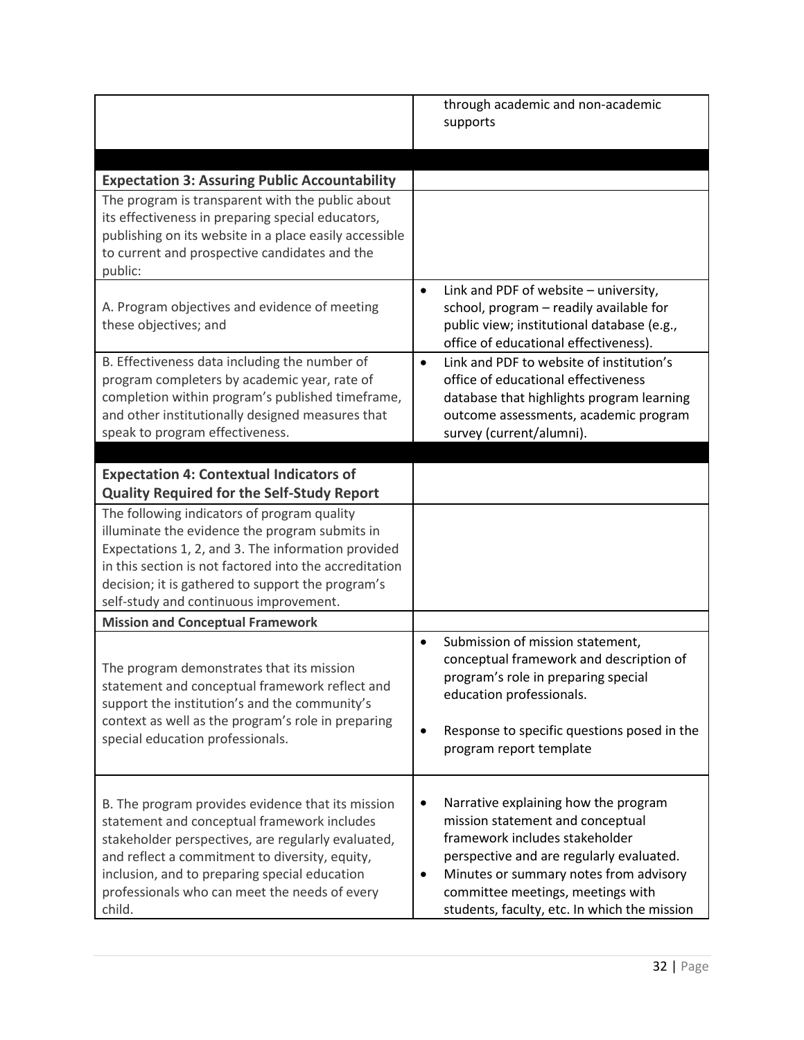|  |  |
|---|---|
|  | through academic and non-academic supports |
|  |  |
| **Expectation 3: Assuring Public Accountability** |  |
| The program is transparent with the public about its effectiveness in preparing special educators, publishing on its website in a place easily accessible to current and prospective candidates and the public: |  |
| A. Program objectives and evidence of meeting these objectives; and | • Link and PDF of website – university, school, program – readily available for public view; institutional database (e.g., office of educational effectiveness). |
| B. Effectiveness data including the number of program completers by academic year, rate of completion within program's published timeframe, and other institutionally designed measures that speak to program effectiveness. | • Link and PDF to website of institution's office of educational effectiveness database that highlights program learning outcome assessments, academic program survey (current/alumni). |
|  |  |
| **Expectation 4: Contextual Indicators of Quality Required for the Self-Study Report** |  |
| The following indicators of program quality illuminate the evidence the program submits in Expectations 1, 2, and 3. The information provided in this section is not factored into the accreditation decision; it is gathered to support the program's self-study and continuous improvement. |  |
| **Mission and Conceptual Framework** |  |
| The program demonstrates that its mission statement and conceptual framework reflect and support the institution's and the community's context as well as the program's role in preparing special education professionals. | • Submission of mission statement, conceptual framework and description of program's role in preparing special education professionals.<br>• Response to specific questions posed in the program report template |
| B. The program provides evidence that its mission statement and conceptual framework includes stakeholder perspectives, are regularly evaluated, and reflect a commitment to diversity, equity, inclusion, and to preparing special education professionals who can meet the needs of every child. | • Narrative explaining how the program mission statement and conceptual framework includes stakeholder perspective and are regularly evaluated.<br>• Minutes or summary notes from advisory committee meetings, meetings with students, faculty, etc. In which the mission |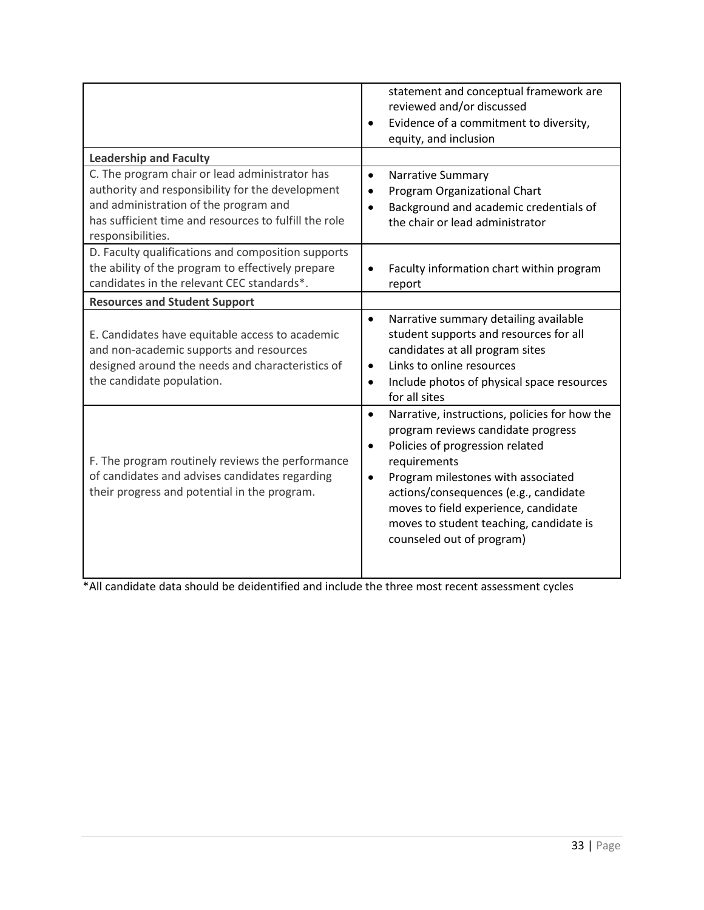| | |
|---|---|
| | statement and conceptual framework are reviewed and/or discussed<br>• Evidence of a commitment to diversity, equity, and inclusion |
| **Leadership and Faculty** | |
| C. The program chair or lead administrator has authority and responsibility for the development and administration of the program and has sufficient time and resources to fulfill the role responsibilities. | • Narrative Summary<br>• Program Organizational Chart<br>• Background and academic credentials of the chair or lead administrator |
| D. Faculty qualifications and composition supports the ability of the program to effectively prepare candidates in the relevant CEC standards*. | • Faculty information chart within program report |
| **Resources and Student Support** | |
| E. Candidates have equitable access to academic and non-academic supports and resources designed around the needs and characteristics of the candidate population. | • Narrative summary detailing available student supports and resources for all candidates at all program sites<br>• Links to online resources<br>• Include photos of physical space resources for all sites |
| F. The program routinely reviews the performance of candidates and advises candidates regarding their progress and potential in the program. | • Narrative, instructions, policies for how the program reviews candidate progress<br>• Policies of progression related requirements<br>• Program milestones with associated actions/consequences (e.g., candidate moves to field experience, candidate moves to student teaching, candidate is counseled out of program) |

*All candidate data should be deidentified and include the three most recent assessment cycles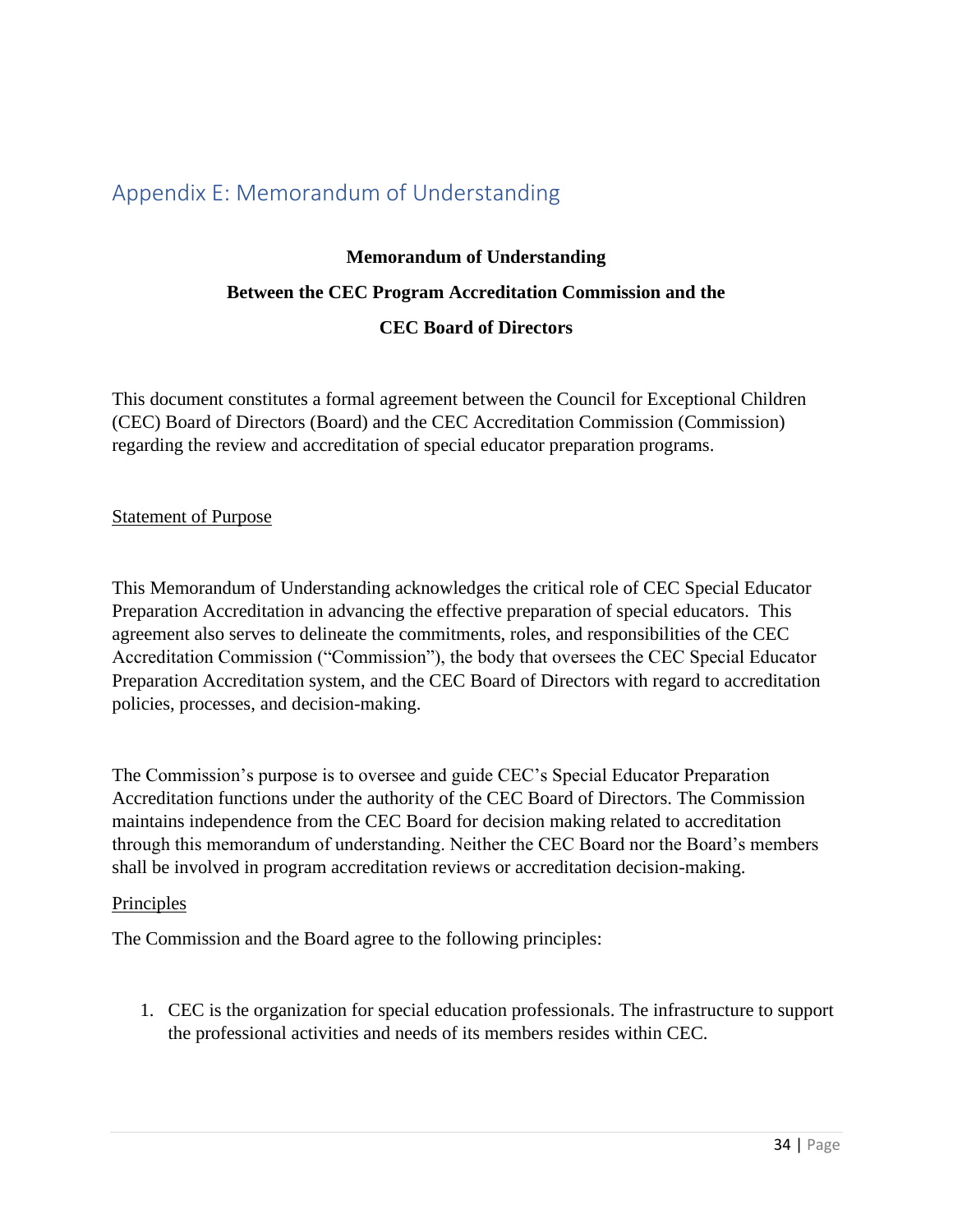# Appendix E: Memorandum of Understanding

**Memorandum of Understanding**

**Between the CEC Program Accreditation Commission and the**

**CEC Board of Directors**

This document constitutes a formal agreement between the Council for Exceptional Children (CEC) Board of Directors (Board) and the CEC Accreditation Commission (Commission) regarding the review and accreditation of special educator preparation programs.

<u>Statement of Purpose</u>

This Memorandum of Understanding acknowledges the critical role of CEC Special Educator Preparation Accreditation in advancing the effective preparation of special educators. This agreement also serves to delineate the commitments, roles, and responsibilities of the CEC Accreditation Commission ("Commission"), the body that oversees the CEC Special Educator Preparation Accreditation system, and the CEC Board of Directors with regard to accreditation policies, processes, and decision-making.

The Commission's purpose is to oversee and guide CEC's Special Educator Preparation Accreditation functions under the authority of the CEC Board of Directors. The Commission maintains independence from the CEC Board for decision making related to accreditation through this memorandum of understanding. Neither the CEC Board nor the Board's members shall be involved in program accreditation reviews or accreditation decision-making.

<u>Principles</u>

The Commission and the Board agree to the following principles:

1. CEC is the organization for special education professionals. The infrastructure to support the professional activities and needs of its members resides within CEC.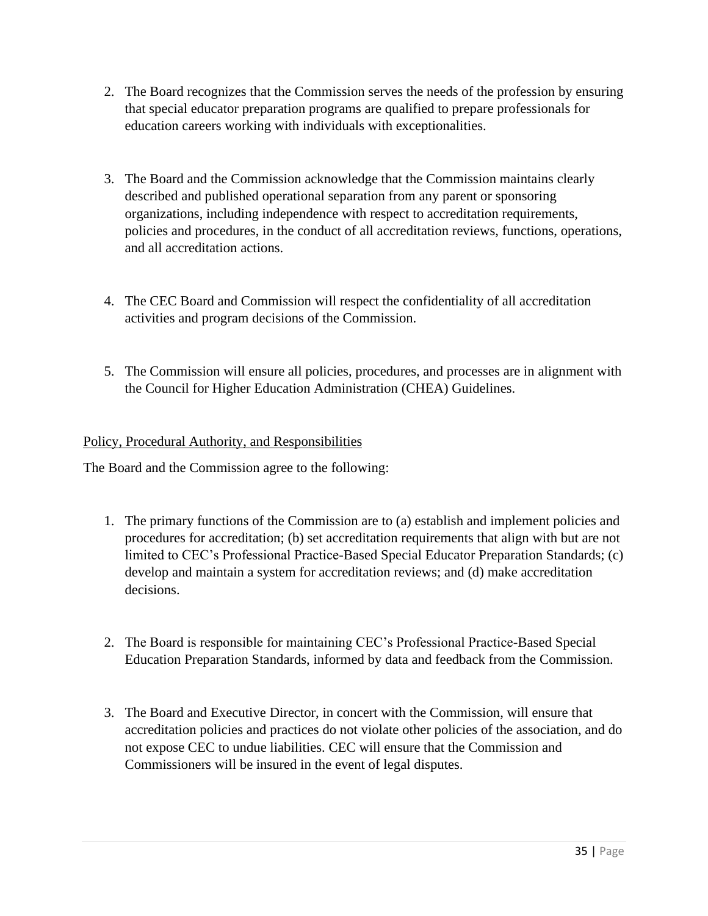2. The Board recognizes that the Commission serves the needs of the profession by ensuring that special educator preparation programs are qualified to prepare professionals for education careers working with individuals with exceptionalities.

3. The Board and the Commission acknowledge that the Commission maintains clearly described and published operational separation from any parent or sponsoring organizations, including independence with respect to accreditation requirements, policies and procedures, in the conduct of all accreditation reviews, functions, operations, and all accreditation actions.

4. The CEC Board and Commission will respect the confidentiality of all accreditation activities and program decisions of the Commission.

5. The Commission will ensure all policies, procedures, and processes are in alignment with the Council for Higher Education Administration (CHEA) Guidelines.

<u>Policy, Procedural Authority, and Responsibilities</u>

The Board and the Commission agree to the following:

1. The primary functions of the Commission are to (a) establish and implement policies and procedures for accreditation; (b) set accreditation requirements that align with but are not limited to CEC's Professional Practice-Based Special Educator Preparation Standards; (c) develop and maintain a system for accreditation reviews; and (d) make accreditation decisions.

2. The Board is responsible for maintaining CEC's Professional Practice-Based Special Education Preparation Standards, informed by data and feedback from the Commission.

3. The Board and Executive Director, in concert with the Commission, will ensure that accreditation policies and practices do not violate other policies of the association, and do not expose CEC to undue liabilities. CEC will ensure that the Commission and Commissioners will be insured in the event of legal disputes.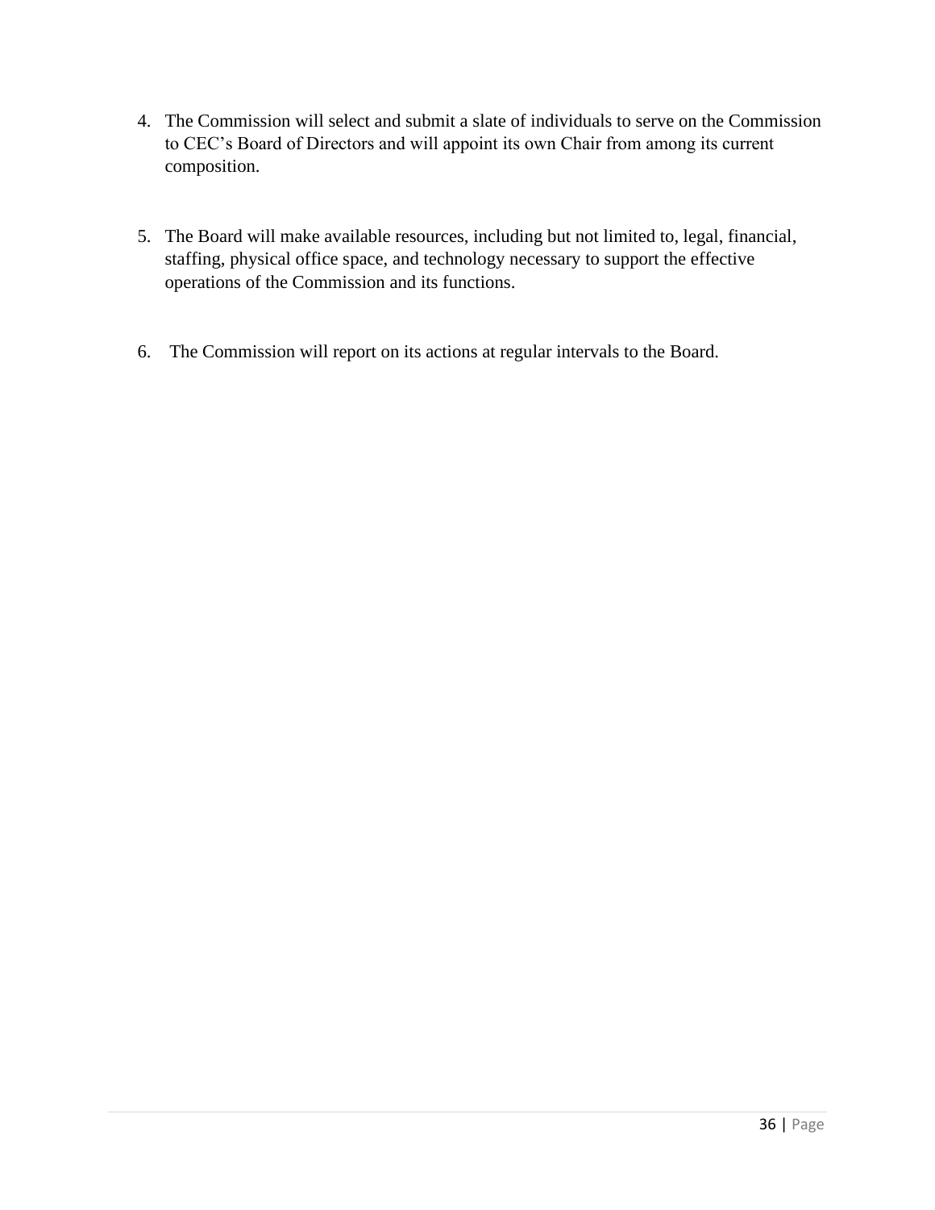4. The Commission will select and submit a slate of individuals to serve on the Commission to CEC's Board of Directors and will appoint its own Chair from among its current composition.

5. The Board will make available resources, including but not limited to, legal, financial, staffing, physical office space, and technology necessary to support the effective operations of the Commission and its functions.

6. The Commission will report on its actions at regular intervals to the Board.